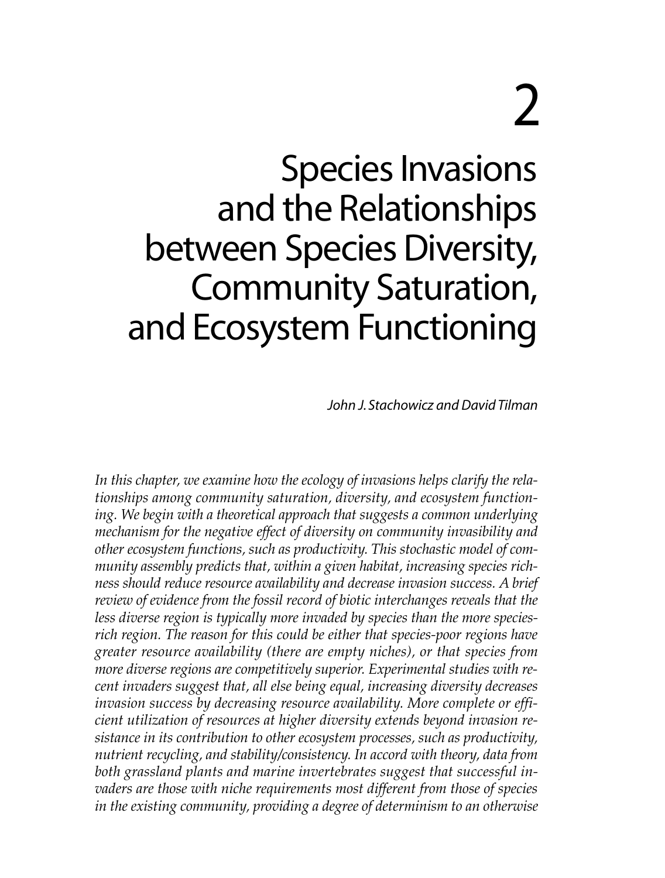# 2

# Species Invasions and the Relationships between Species Diversity, Community Saturation, and Ecosystem Functioning

*John J. Stachowicz and David Tilman*

*In this chapter, we examine how the ecology of invasions helps clarify the relationships among community saturation, diversity, and ecosystem functioning. We begin with a theoretical approach that suggests a common underlying mechanism for the negative effect of diversity on community invasibility and other ecosystem functions, such as productivity. This stochastic model of community assembly predicts that, within a given habitat, increasing species richness should reduce resource availability and decrease invasion success. A brief review of evidence from the fossil record of biotic interchanges reveals that the less diverse region is typically more invaded by species than the more species-rich region. The reason for this could be either that species-poor regions have greater resource availability (there are empty niches), or that species from more diverse regions are competitively superior. Experimental studies with recent invaders suggest that, all else being equal, increasing diversity decreases invasion success by decreasing resource availability. More complete or efficient utilization of resources at higher diversity extends beyond invasion resistance in its contribution to other ecosystem processes, such as productivity, nutrient recycling, and stability/consistency. In accord with theory, data from both grassland plants and marine invertebrates suggest that successful invaders are those with niche requirements most different from those of species in the existing community, providing a degree of determinism to an otherwise*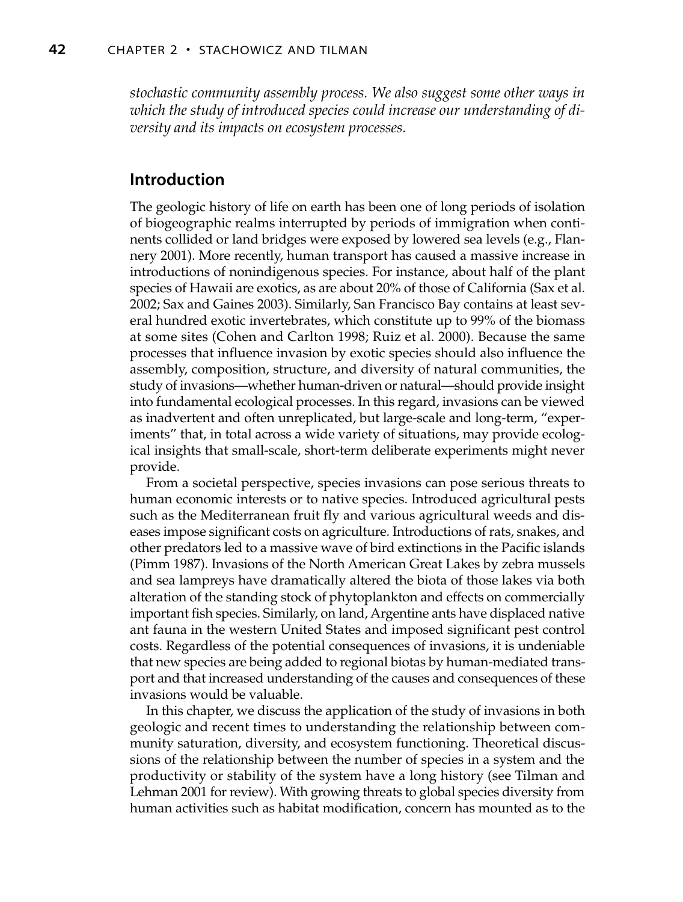*stochastic community assembly process. We also suggest some other ways in which the study of introduced species could increase our understanding of diversity and its impacts on ecosystem processes.*

## Introduction

The geologic history of life on earth has been one of long periods of isolation of biogeographic realms interrupted by periods of immigration when continents collided or land bridges were exposed by lowered sea levels (e.g., Flannery 2001). More recently, human transport has caused a massive increase in introductions of nonindigenous species. For instance, about half of the plant species of Hawaii are exotics, as are about 20% of those of California (Sax et al. 2002; Sax and Gaines 2003). Similarly, San Francisco Bay contains at least several hundred exotic invertebrates, which constitute up to 99% of the biomass at some sites (Cohen and Carlton 1998; Ruiz et al. 2000). Because the same processes that influence invasion by exotic species should also influence the assembly, composition, structure, and diversity of natural communities, the study of invasions—whether human-driven or natural—should provide insight into fundamental ecological processes. In this regard, invasions can be viewed as inadvertent and often unreplicated, but large-scale and long-term, "experiments" that, in total across a wide variety of situations, may provide ecological insights that small-scale, short-term deliberate experiments might never provide.

From a societal perspective, species invasions can pose serious threats to human economic interests or to native species. Introduced agricultural pests such as the Mediterranean fruit fly and various agricultural weeds and diseases impose significant costs on agriculture. Introductions of rats, snakes, and other predators led to a massive wave of bird extinctions in the Pacific islands (Pimm 1987). Invasions of the North American Great Lakes by zebra mussels and sea lampreys have dramatically altered the biota of those lakes via both alteration of the standing stock of phytoplankton and effects on commercially important fish species. Similarly, on land, Argentine ants have displaced native ant fauna in the western United States and imposed significant pest control costs. Regardless of the potential consequences of invasions, it is undeniable that new species are being added to regional biotas by human-mediated transport and that increased understanding of the causes and consequences of these invasions would be valuable.

In this chapter, we discuss the application of the study of invasions in both geologic and recent times to understanding the relationship between community saturation, diversity, and ecosystem functioning. Theoretical discussions of the relationship between the number of species in a system and the productivity or stability of the system have a long history (see Tilman and Lehman 2001 for review). With growing threats to global species diversity from human activities such as habitat modification, concern has mounted as to the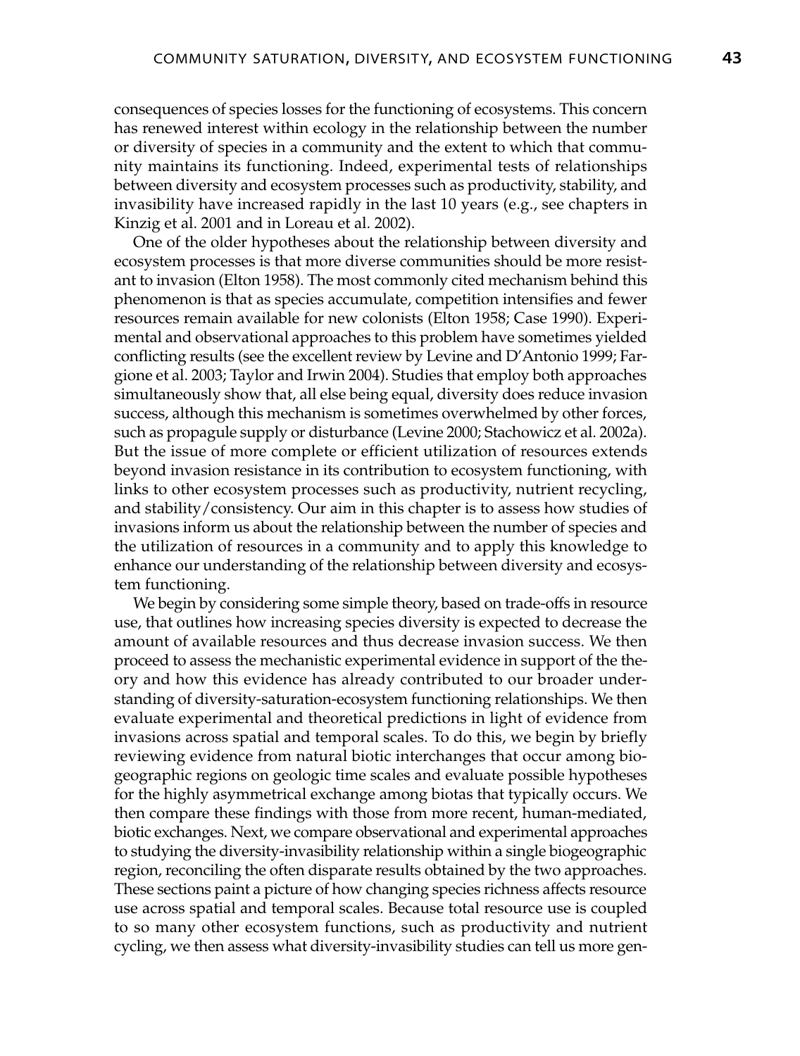consequences of species losses for the functioning of ecosystems. This concern has renewed interest within ecology in the relationship between the number or diversity of species in a community and the extent to which that community maintains its functioning. Indeed, experimental tests of relationships between diversity and ecosystem processes such as productivity, stability, and invasibility have increased rapidly in the last 10 years (e.g., see chapters in Kinzig et al. 2001 and in Loreau et al. 2002).

One of the older hypotheses about the relationship between diversity and ecosystem processes is that more diverse communities should be more resistant to invasion (Elton 1958). The most commonly cited mechanism behind this phenomenon is that as species accumulate, competition intensifies and fewer resources remain available for new colonists (Elton 1958; Case 1990). Experimental and observational approaches to this problem have sometimes yielded conflicting results (see the excellent review by Levine and D'Antonio 1999; Fargione et al. 2003; Taylor and Irwin 2004). Studies that employ both approaches simultaneously show that, all else being equal, diversity does reduce invasion success, although this mechanism is sometimes overwhelmed by other forces, such as propagule supply or disturbance (Levine 2000; Stachowicz et al. 2002a). But the issue of more complete or efficient utilization of resources extends beyond invasion resistance in its contribution to ecosystem functioning, with links to other ecosystem processes such as productivity, nutrient recycling, and stability/consistency. Our aim in this chapter is to assess how studies of invasions inform us about the relationship between the number of species and the utilization of resources in a community and to apply this knowledge to enhance our understanding of the relationship between diversity and ecosystem functioning.

We begin by considering some simple theory, based on trade-offs in resource use, that outlines how increasing species diversity is expected to decrease the amount of available resources and thus decrease invasion success. We then proceed to assess the mechanistic experimental evidence in support of the theory and how this evidence has already contributed to our broader understanding of diversity-saturation-ecosystem functioning relationships. We then evaluate experimental and theoretical predictions in light of evidence from invasions across spatial and temporal scales. To do this, we begin by briefly reviewing evidence from natural biotic interchanges that occur among biogeographic regions on geologic time scales and evaluate possible hypotheses for the highly asymmetrical exchange among biotas that typically occurs. We then compare these findings with those from more recent, human-mediated, biotic exchanges. Next, we compare observational and experimental approaches to studying the diversity-invasibility relationship within a single biogeographic region, reconciling the often disparate results obtained by the two approaches. These sections paint a picture of how changing species richness affects resource use across spatial and temporal scales. Because total resource use is coupled to so many other ecosystem functions, such as productivity and nutrient cycling, we then assess what diversity-invasibility studies can tell us more gen-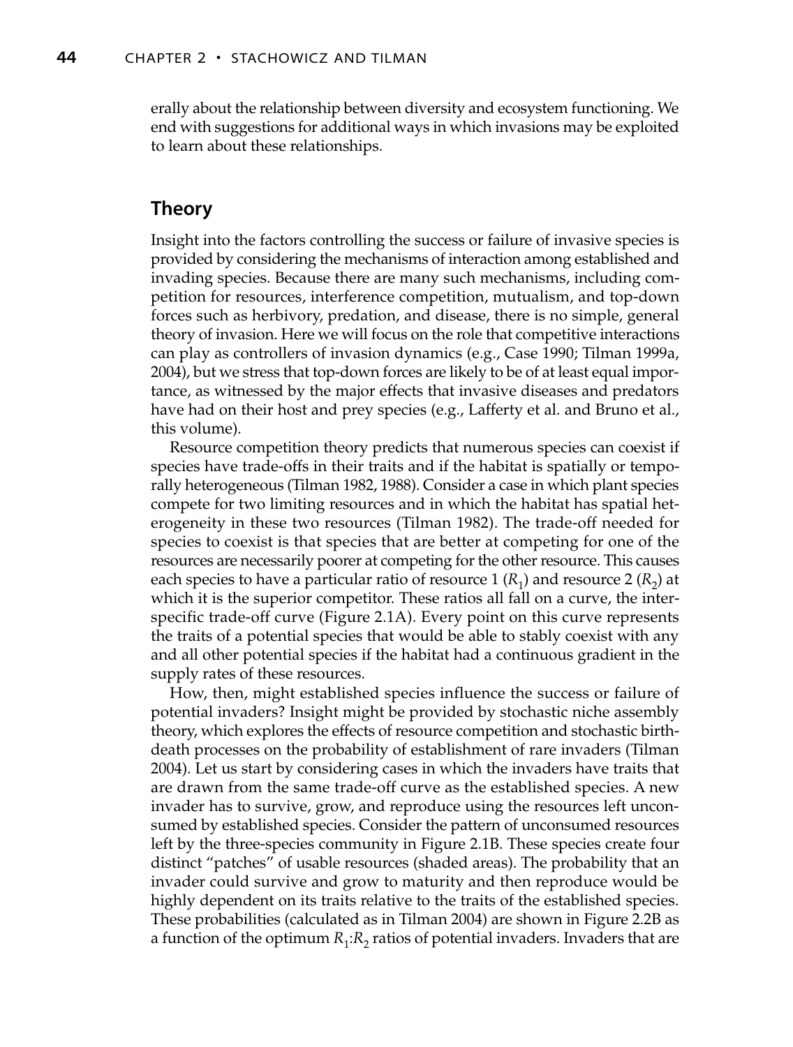erally about the relationship between diversity and ecosystem functioning. We end with suggestions for additional ways in which invasions may be exploited to learn about these relationships.

## Theory

Insight into the factors controlling the success or failure of invasive species is provided by considering the mechanisms of interaction among established and invading species. Because there are many such mechanisms, including competition for resources, interference competition, mutualism, and top-down forces such as herbivory, predation, and disease, there is no simple, general theory of invasion. Here we will focus on the role that competitive interactions can play as controllers of invasion dynamics (e.g., Case 1990; Tilman 1999a, 2004), but we stress that top-down forces are likely to be of at least equal importance, as witnessed by the major effects that invasive diseases and predators have had on their host and prey species (e.g., Lafferty et al. and Bruno et al., this volume).

Resource competition theory predicts that numerous species can coexist if species have trade-offs in their traits and if the habitat is spatially or temporally heterogeneous (Tilman 1982, 1988). Consider a case in which plant species compete for two limiting resources and in which the habitat has spatial heterogeneity in these two resources (Tilman 1982). The trade-off needed for species to coexist is that species that are better at competing for one of the resources are necessarily poorer at competing for the other resource. This causes each species to have a particular ratio of resource 1 ($R_1$) and resource 2 ($R_2$) at which it is the superior competitor. These ratios all fall on a curve, the interspecific trade-off curve (Figure 2.1A). Every point on this curve represents the traits of a potential species that would be able to stably coexist with any and all other potential species if the habitat had a continuous gradient in the supply rates of these resources.

How, then, might established species influence the success or failure of potential invaders? Insight might be provided by stochastic niche assembly theory, which explores the effects of resource competition and stochastic birth-death processes on the probability of establishment of rare invaders (Tilman 2004). Let us start by considering cases in which the invaders have traits that are drawn from the same trade-off curve as the established species. A new invader has to survive, grow, and reproduce using the resources left unconsumed by established species. Consider the pattern of unconsumed resources left by the three-species community in Figure 2.1B. These species create four distinct "patches" of usable resources (shaded areas). The probability that an invader could survive and grow to maturity and then reproduce would be highly dependent on its traits relative to the traits of the established species. These probabilities (calculated as in Tilman 2004) are shown in Figure 2.2B as a function of the optimum $R_1$:$R_2$ ratios of potential invaders. Invaders that are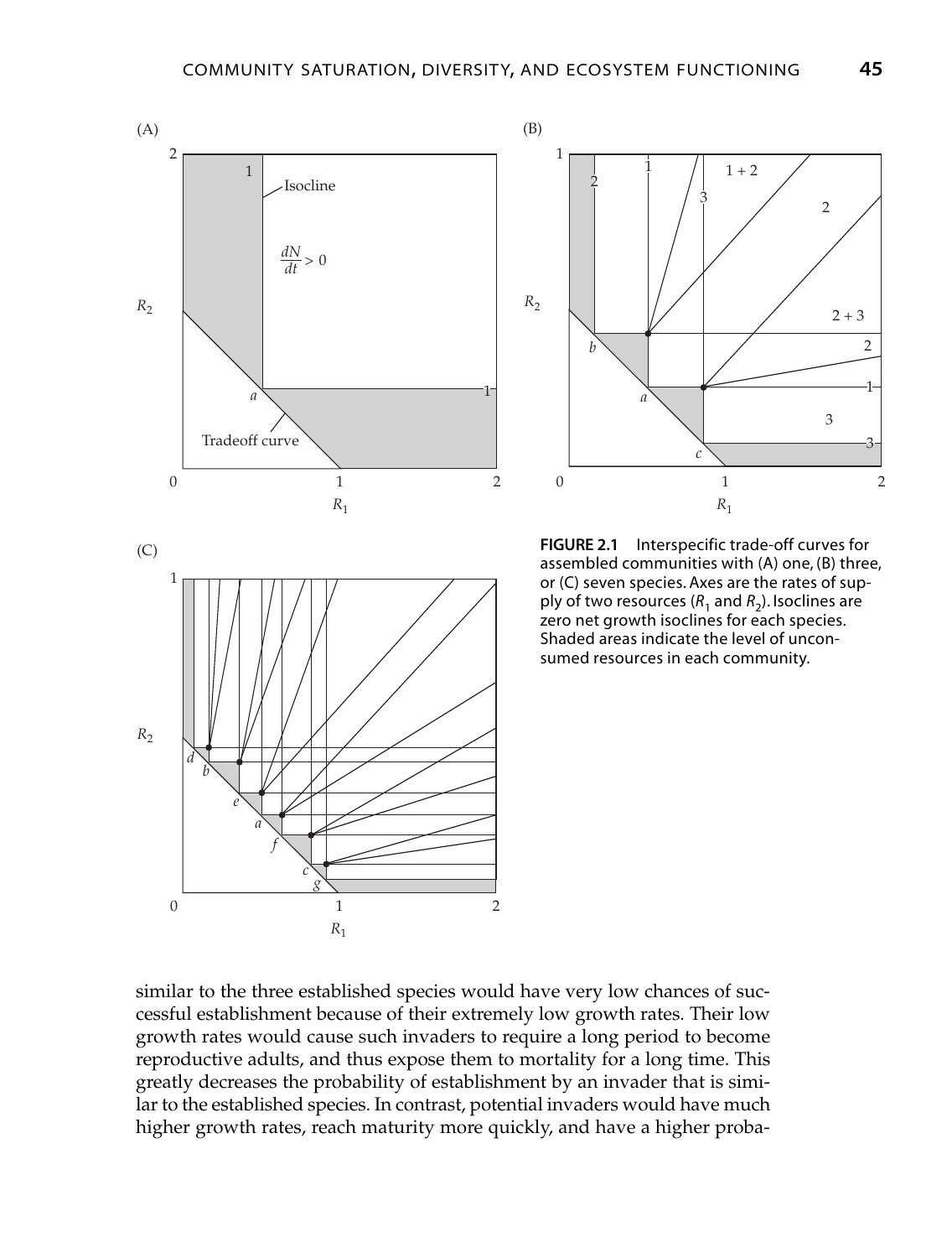**FIGURE 2.1** Interspecific trade-off curves for assembled communities with (A) one, (B) three, or (C) seven species. Axes are the rates of supply of two resources ($R_1$ and $R_2$). Isoclines are zero net growth isoclines for each species. Shaded areas indicate the level of unconsumed resources in each community.

similar to the three established species would have very low chances of successful establishment because of their extremely low growth rates. Their low growth rates would cause such invaders to require a long period to become reproductive adults, and thus expose them to mortality for a long time. This greatly decreases the probability of establishment by an invader that is similar to the established species. In contrast, potential invaders would have much higher growth rates, reach maturity more quickly, and have a higher proba-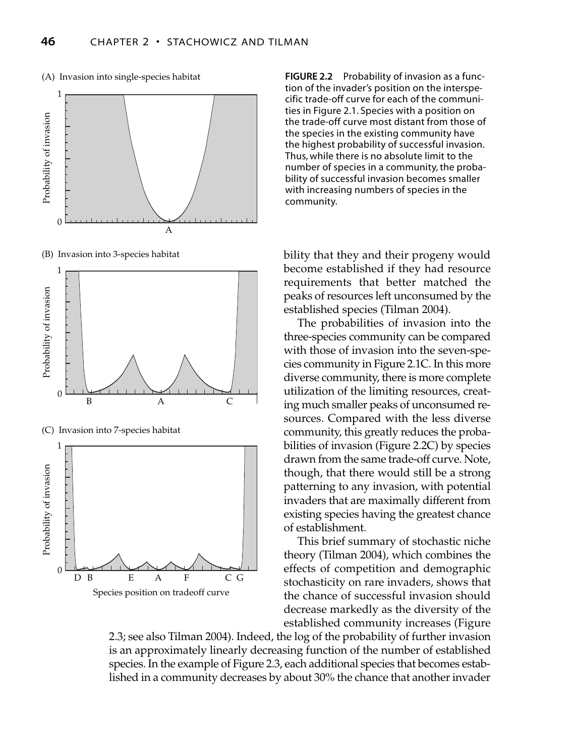**FIGURE 2.2** Probability of invasion as a function of the invader's position on the interspecific trade-off curve for each of the communities in Figure 2.1. Species with a position on the trade-off curve most distant from those of the species in the existing community have the highest probability of successful invasion. Thus, while there is no absolute limit to the number of species in a community, the probability of successful invasion becomes smaller with increasing numbers of species in the community.

bility that they and their progeny would become established if they had resource requirements that better matched the peaks of resources left unconsumed by the established species (Tilman 2004).

The probabilities of invasion into the three-species community can be compared with those of invasion into the seven-species community in Figure 2.1C. In this more diverse community, there is more complete utilization of the limiting resources, creating much smaller peaks of unconsumed resources. Compared with the less diverse community, this greatly reduces the probabilities of invasion (Figure 2.2C) by species drawn from the same trade-off curve. Note, though, that there would still be a strong patterning to any invasion, with potential invaders that are maximally different from existing species having the greatest chance of establishment.

This brief summary of stochastic niche theory (Tilman 2004), which combines the effects of competition and demographic stochasticity on rare invaders, shows that the chance of successful invasion should decrease markedly as the diversity of the established community increases (Figure 2.3; see also Tilman 2004). Indeed, the log of the probability of further invasion is an approximately linearly decreasing function of the number of established species. In the example of Figure 2.3, each additional species that becomes established in a community decreases by about 30% the chance that another invader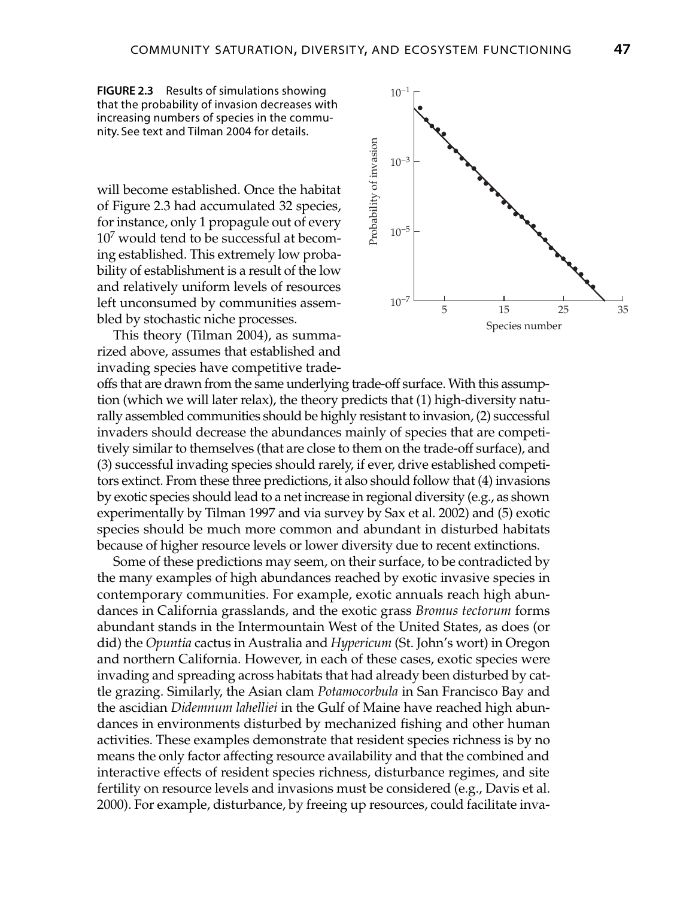**FIGURE 2.3** Results of simulations showing that the probability of invasion decreases with increasing numbers of species in the community. See text and Tilman 2004 for details.

will become established. Once the habitat of Figure 2.3 had accumulated 32 species, for instance, only 1 propagule out of every $10^7$ would tend to be successful at becoming established. This extremely low probability of establishment is a result of the low and relatively uniform levels of resources left unconsumed by communities assembled by stochastic niche processes.

This theory (Tilman 2004), as summarized above, assumes that established and invading species have competitive trade-offs that are drawn from the same underlying trade-off surface. With this assumption (which we will later relax), the theory predicts that (1) high-diversity naturally assembled communities should be highly resistant to invasion, (2) successful invaders should decrease the abundances mainly of species that are competitively similar to themselves (that are close to them on the trade-off surface), and (3) successful invading species should rarely, if ever, drive established competitors extinct. From these three predictions, it also should follow that (4) invasions by exotic species should lead to a net increase in regional diversity (e.g., as shown experimentally by Tilman 1997 and via survey by Sax et al. 2002) and (5) exotic species should be much more common and abundant in disturbed habitats because of higher resource levels or lower diversity due to recent extinctions.

Some of these predictions may seem, on their surface, to be contradicted by the many examples of high abundances reached by exotic invasive species in contemporary communities. For example, exotic annuals reach high abundances in California grasslands, and the exotic grass *Bromus tectorum* forms abundant stands in the Intermountain West of the United States, as does (or did) the *Opuntia* cactus in Australia and *Hypericum* (St. John's wort) in Oregon and northern California. However, in each of these cases, exotic species were invading and spreading across habitats that had already been disturbed by cattle grazing. Similarly, the Asian clam *Potamocorbula* in San Francisco Bay and the ascidian *Didemnum lahelliei* in the Gulf of Maine have reached high abundances in environments disturbed by mechanized fishing and other human activities. These examples demonstrate that resident species richness is by no means the only factor affecting resource availability and that the combined and interactive effects of resident species richness, disturbance regimes, and site fertility on resource levels and invasions must be considered (e.g., Davis et al. 2000). For example, disturbance, by freeing up resources, could facilitate inva-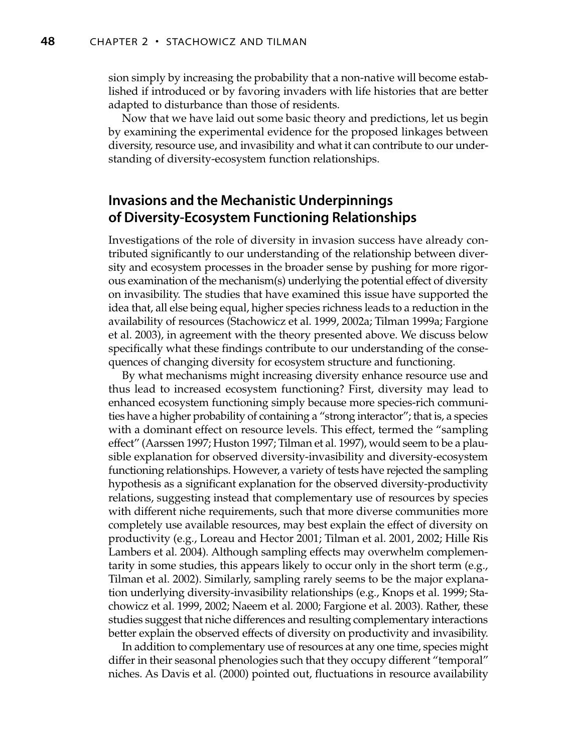sion simply by increasing the probability that a non-native will become established if introduced or by favoring invaders with life histories that are better adapted to disturbance than those of residents.

Now that we have laid out some basic theory and predictions, let us begin by examining the experimental evidence for the proposed linkages between diversity, resource use, and invasibility and what it can contribute to our understanding of diversity-ecosystem function relationships.

## Invasions and the Mechanistic Underpinnings of Diversity-Ecosystem Functioning Relationships

Investigations of the role of diversity in invasion success have already contributed significantly to our understanding of the relationship between diversity and ecosystem processes in the broader sense by pushing for more rigorous examination of the mechanism(s) underlying the potential effect of diversity on invasibility. The studies that have examined this issue have supported the idea that, all else being equal, higher species richness leads to a reduction in the availability of resources (Stachowicz et al. 1999, 2002a; Tilman 1999a; Fargione et al. 2003), in agreement with the theory presented above. We discuss below specifically what these findings contribute to our understanding of the consequences of changing diversity for ecosystem structure and functioning.

By what mechanisms might increasing diversity enhance resource use and thus lead to increased ecosystem functioning? First, diversity may lead to enhanced ecosystem functioning simply because more species-rich communities have a higher probability of containing a "strong interactor"; that is, a species with a dominant effect on resource levels. This effect, termed the "sampling effect" (Aarssen 1997; Huston 1997; Tilman et al. 1997), would seem to be a plausible explanation for observed diversity-invasibility and diversity-ecosystem functioning relationships. However, a variety of tests have rejected the sampling hypothesis as a significant explanation for the observed diversity-productivity relations, suggesting instead that complementary use of resources by species with different niche requirements, such that more diverse communities more completely use available resources, may best explain the effect of diversity on productivity (e.g., Loreau and Hector 2001; Tilman et al. 2001, 2002; Hille Ris Lambers et al. 2004). Although sampling effects may overwhelm complementarity in some studies, this appears likely to occur only in the short term (e.g., Tilman et al. 2002). Similarly, sampling rarely seems to be the major explanation underlying diversity-invasibility relationships (e.g., Knops et al. 1999; Stachowicz et al. 1999, 2002; Naeem et al. 2000; Fargione et al. 2003). Rather, these studies suggest that niche differences and resulting complementary interactions better explain the observed effects of diversity on productivity and invasibility.

In addition to complementary use of resources at any one time, species might differ in their seasonal phenologies such that they occupy different "temporal" niches. As Davis et al. (2000) pointed out, fluctuations in resource availability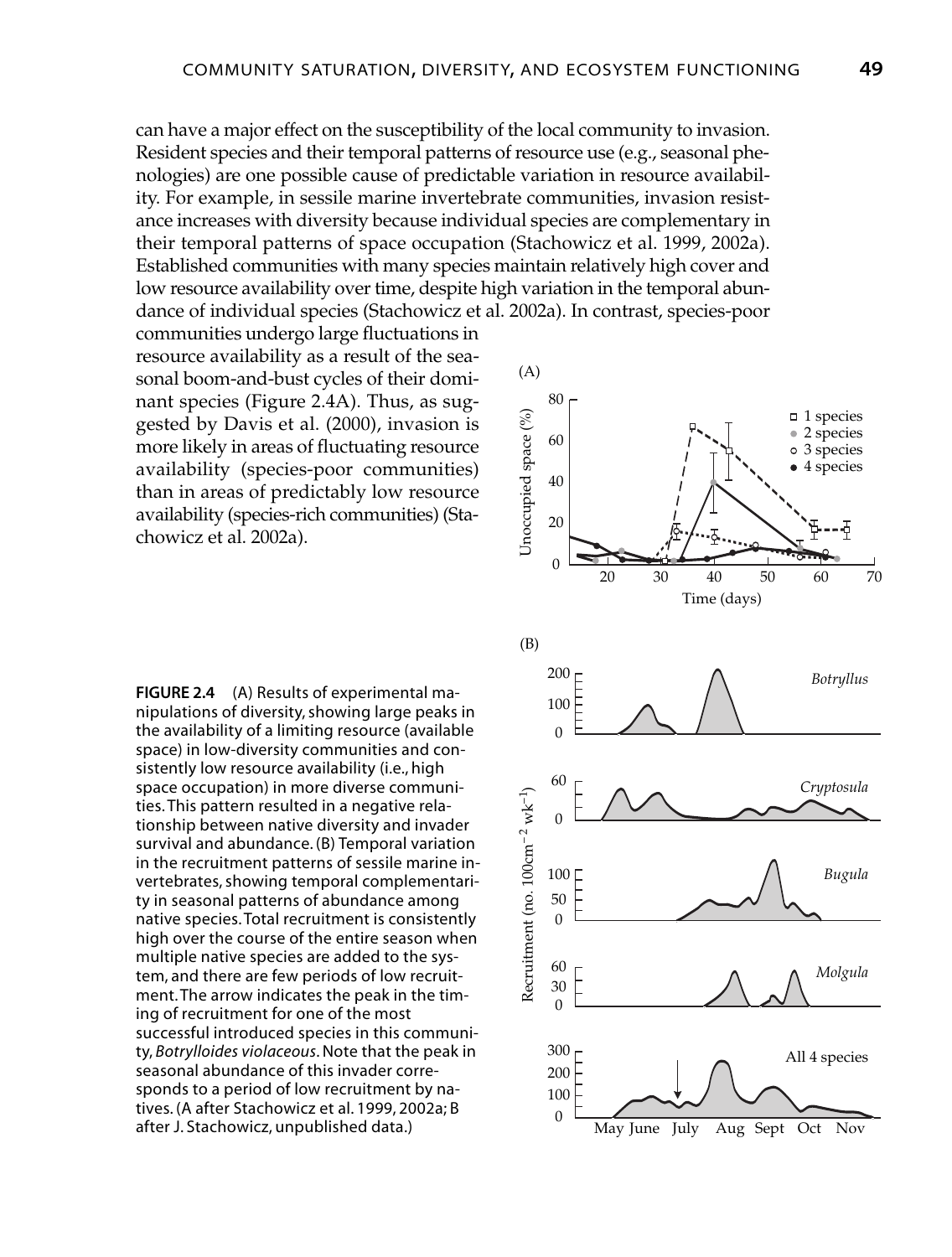can have a major effect on the susceptibility of the local community to invasion. Resident species and their temporal patterns of resource use (e.g., seasonal phenologies) are one possible cause of predictable variation in resource availability. For example, in sessile marine invertebrate communities, invasion resistance increases with diversity because individual species are complementary in their temporal patterns of space occupation (Stachowicz et al. 1999, 2002a). Established communities with many species maintain relatively high cover and low resource availability over time, despite high variation in the temporal abundance of individual species (Stachowicz et al. 2002a). In contrast, species-poor communities undergo large fluctuations in resource availability as a result of the seasonal boom-and-bust cycles of their dominant species (Figure 2.4A). Thus, as suggested by Davis et al. (2000), invasion is more likely in areas of fluctuating resource availability (species-poor communities) than in areas of predictably low resource availability (species-rich communities) (Stachowicz et al. 2002a).

**FIGURE 2.4** (A) Results of experimental manipulations of diversity, showing large peaks in the availability of a limiting resource (available space) in low-diversity communities and consistently low resource availability (i.e., high space occupation) in more diverse communities. This pattern resulted in a negative relationship between native diversity and invader survival and abundance. (B) Temporal variation in the recruitment patterns of sessile marine invertebrates, showing temporal complementarity in seasonal patterns of abundance among native species. Total recruitment is consistently high over the course of the entire season when multiple native species are added to the system, and there are few periods of low recruitment. The arrow indicates the peak in the timing of recruitment for one of the most successful introduced species in this community, *Botrylloides violaceous*. Note that the peak in seasonal abundance of this invader corresponds to a period of low recruitment by natives. (A after Stachowicz et al. 1999, 2002a; B after J. Stachowicz, unpublished data.)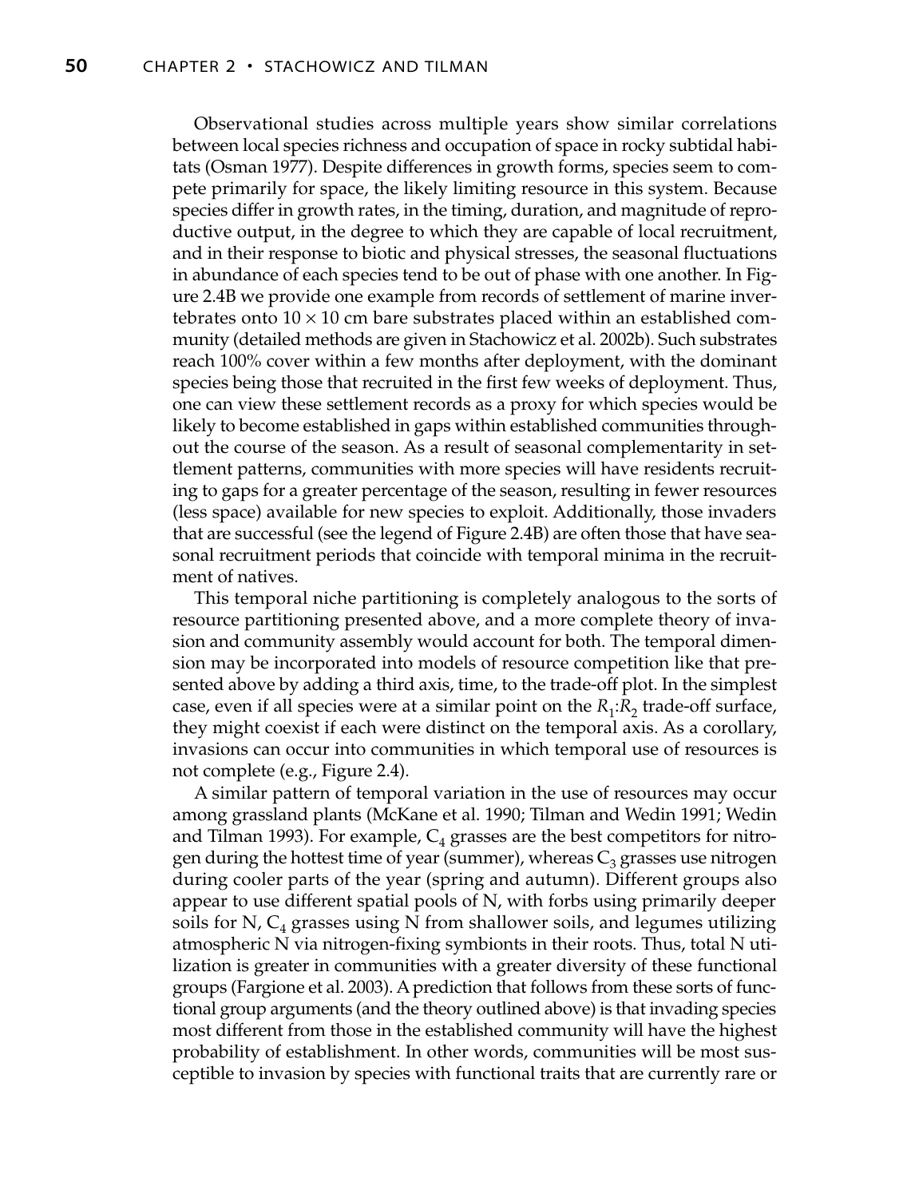Observational studies across multiple years show similar correlations between local species richness and occupation of space in rocky subtidal habitats (Osman 1977). Despite differences in growth forms, species seem to compete primarily for space, the likely limiting resource in this system. Because species differ in growth rates, in the timing, duration, and magnitude of reproductive output, in the degree to which they are capable of local recruitment, and in their response to biotic and physical stresses, the seasonal fluctuations in abundance of each species tend to be out of phase with one another. In Figure 2.4B we provide one example from records of settlement of marine invertebrates onto $10 \times 10$ cm bare substrates placed within an established community (detailed methods are given in Stachowicz et al. 2002b). Such substrates reach 100% cover within a few months after deployment, with the dominant species being those that recruited in the first few weeks of deployment. Thus, one can view these settlement records as a proxy for which species would be likely to become established in gaps within established communities throughout the course of the season. As a result of seasonal complementarity in settlement patterns, communities with more species will have residents recruiting to gaps for a greater percentage of the season, resulting in fewer resources (less space) available for new species to exploit. Additionally, those invaders that are successful (see the legend of Figure 2.4B) are often those that have seasonal recruitment periods that coincide with temporal minima in the recruitment of natives.

This temporal niche partitioning is completely analogous to the sorts of resource partitioning presented above, and a more complete theory of invasion and community assembly would account for both. The temporal dimension may be incorporated into models of resource competition like that presented above by adding a third axis, time, to the trade-off plot. In the simplest case, even if all species were at a similar point on the $R_1$:$R_2$ trade-off surface, they might coexist if each were distinct on the temporal axis. As a corollary, invasions can occur into communities in which temporal use of resources is not complete (e.g., Figure 2.4).

A similar pattern of temporal variation in the use of resources may occur among grassland plants (McKane et al. 1990; Tilman and Wedin 1991; Wedin and Tilman 1993). For example, $C_4$ grasses are the best competitors for nitrogen during the hottest time of year (summer), whereas $C_3$ grasses use nitrogen during cooler parts of the year (spring and autumn). Different groups also appear to use different spatial pools of N, with forbs using primarily deeper soils for N, $C_4$ grasses using N from shallower soils, and legumes utilizing atmospheric N via nitrogen-fixing symbionts in their roots. Thus, total N utilization is greater in communities with a greater diversity of these functional groups (Fargione et al. 2003). A prediction that follows from these sorts of functional group arguments (and the theory outlined above) is that invading species most different from those in the established community will have the highest probability of establishment. In other words, communities will be most susceptible to invasion by species with functional traits that are currently rare or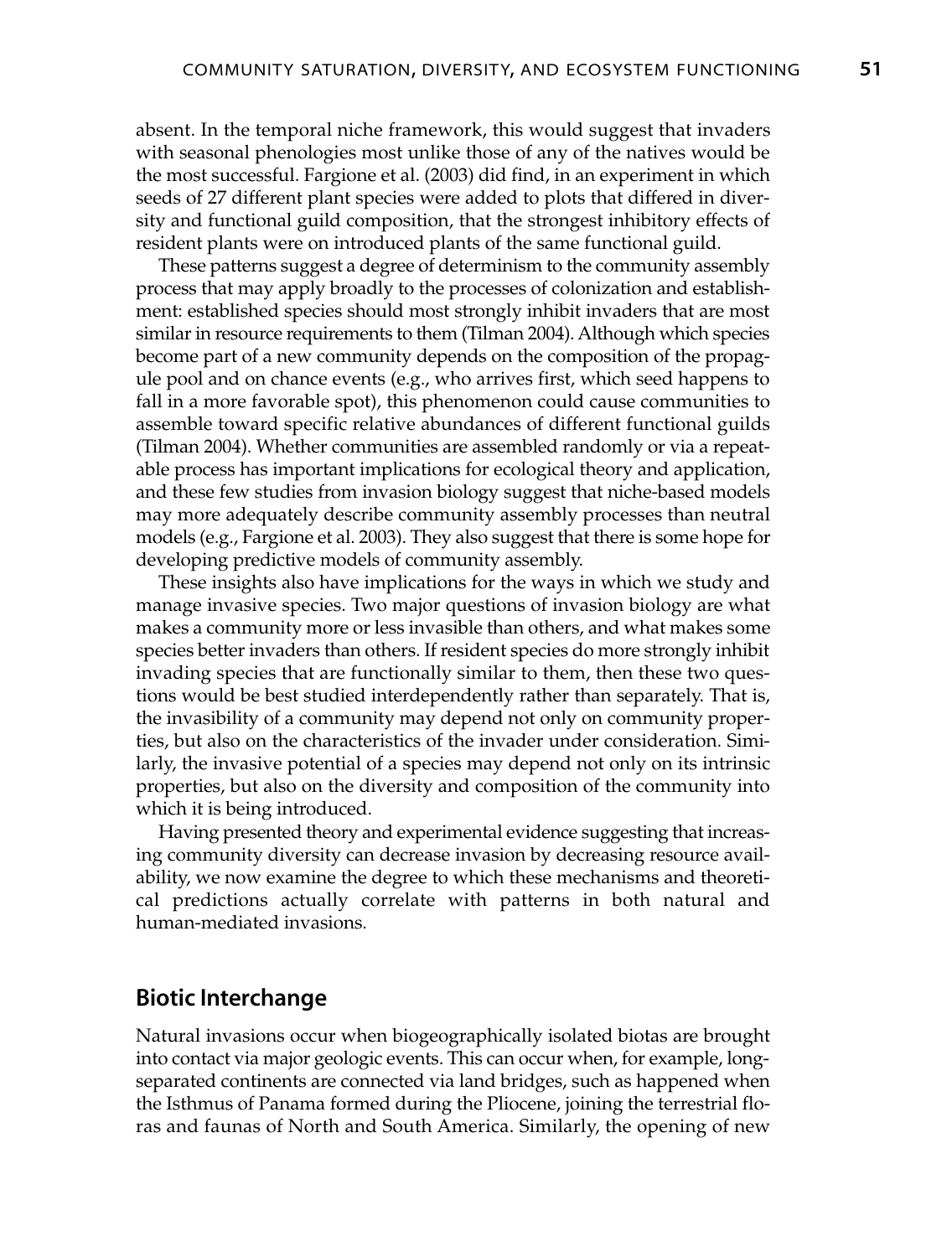absent. In the temporal niche framework, this would suggest that invaders with seasonal phenologies most unlike those of any of the natives would be the most successful. Fargione et al. (2003) did find, in an experiment in which seeds of 27 different plant species were added to plots that differed in diversity and functional guild composition, that the strongest inhibitory effects of resident plants were on introduced plants of the same functional guild.

These patterns suggest a degree of determinism to the community assembly process that may apply broadly to the processes of colonization and establishment: established species should most strongly inhibit invaders that are most similar in resource requirements to them (Tilman 2004). Although which species become part of a new community depends on the composition of the propagule pool and on chance events (e.g., who arrives first, which seed happens to fall in a more favorable spot), this phenomenon could cause communities to assemble toward specific relative abundances of different functional guilds (Tilman 2004). Whether communities are assembled randomly or via a repeatable process has important implications for ecological theory and application, and these few studies from invasion biology suggest that niche-based models may more adequately describe community assembly processes than neutral models (e.g., Fargione et al. 2003). They also suggest that there is some hope for developing predictive models of community assembly.

These insights also have implications for the ways in which we study and manage invasive species. Two major questions of invasion biology are what makes a community more or less invasible than others, and what makes some species better invaders than others. If resident species do more strongly inhibit invading species that are functionally similar to them, then these two questions would be best studied interdependently rather than separately. That is, the invasibility of a community may depend not only on community properties, but also on the characteristics of the invader under consideration. Similarly, the invasive potential of a species may depend not only on its intrinsic properties, but also on the diversity and composition of the community into which it is being introduced.

Having presented theory and experimental evidence suggesting that increasing community diversity can decrease invasion by decreasing resource availability, we now examine the degree to which these mechanisms and theoretical predictions actually correlate with patterns in both natural and human-mediated invasions.

## Biotic Interchange

Natural invasions occur when biogeographically isolated biotas are brought into contact via major geologic events. This can occur when, for example, long-separated continents are connected via land bridges, such as happened when the Isthmus of Panama formed during the Pliocene, joining the terrestrial floras and faunas of North and South America. Similarly, the opening of new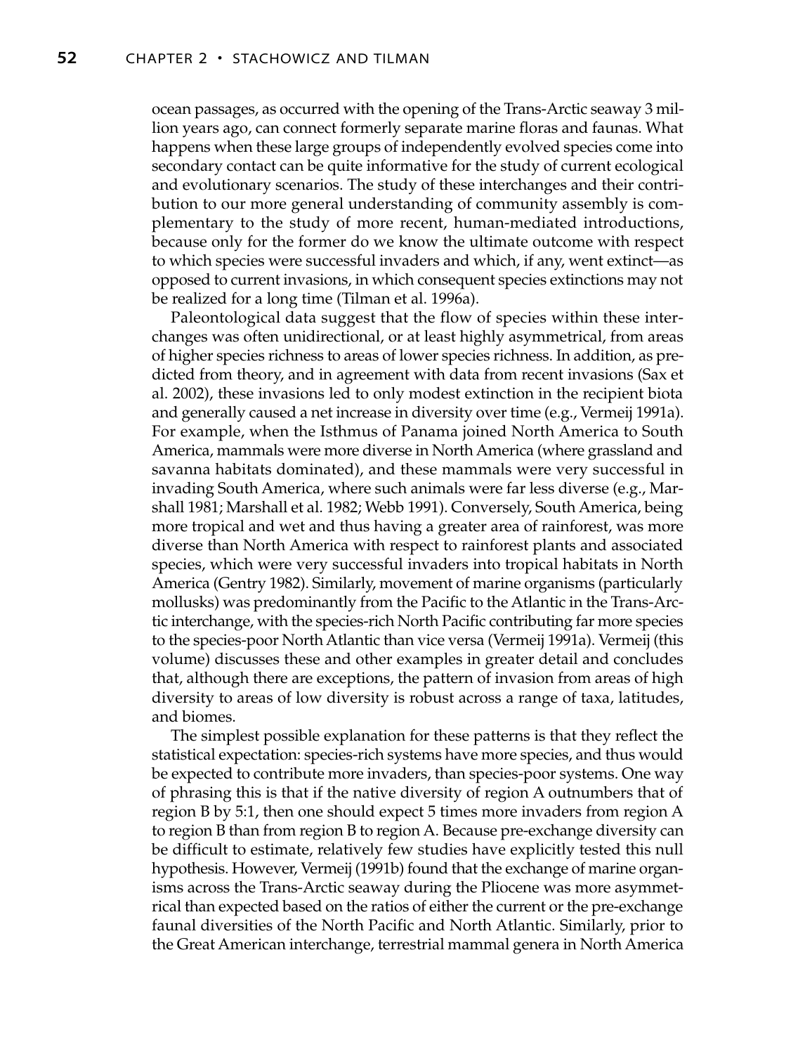ocean passages, as occurred with the opening of the Trans-Arctic seaway 3 million years ago, can connect formerly separate marine floras and faunas. What happens when these large groups of independently evolved species come into secondary contact can be quite informative for the study of current ecological and evolutionary scenarios. The study of these interchanges and their contribution to our more general understanding of community assembly is complementary to the study of more recent, human-mediated introductions, because only for the former do we know the ultimate outcome with respect to which species were successful invaders and which, if any, went extinct—as opposed to current invasions, in which consequent species extinctions may not be realized for a long time (Tilman et al. 1996a).

Paleontological data suggest that the flow of species within these interchanges was often unidirectional, or at least highly asymmetrical, from areas of higher species richness to areas of lower species richness. In addition, as predicted from theory, and in agreement with data from recent invasions (Sax et al. 2002), these invasions led to only modest extinction in the recipient biota and generally caused a net increase in diversity over time (e.g., Vermeij 1991a). For example, when the Isthmus of Panama joined North America to South America, mammals were more diverse in North America (where grassland and savanna habitats dominated), and these mammals were very successful in invading South America, where such animals were far less diverse (e.g., Marshall 1981; Marshall et al. 1982; Webb 1991). Conversely, South America, being more tropical and wet and thus having a greater area of rainforest, was more diverse than North America with respect to rainforest plants and associated species, which were very successful invaders into tropical habitats in North America (Gentry 1982). Similarly, movement of marine organisms (particularly mollusks) was predominantly from the Pacific to the Atlantic in the Trans-Arctic interchange, with the species-rich North Pacific contributing far more species to the species-poor North Atlantic than vice versa (Vermeij 1991a). Vermeij (this volume) discusses these and other examples in greater detail and concludes that, although there are exceptions, the pattern of invasion from areas of high diversity to areas of low diversity is robust across a range of taxa, latitudes, and biomes.

The simplest possible explanation for these patterns is that they reflect the statistical expectation: species-rich systems have more species, and thus would be expected to contribute more invaders, than species-poor systems. One way of phrasing this is that if the native diversity of region A outnumbers that of region B by 5:1, then one should expect 5 times more invaders from region A to region B than from region B to region A. Because pre-exchange diversity can be difficult to estimate, relatively few studies have explicitly tested this null hypothesis. However, Vermeij (1991b) found that the exchange of marine organisms across the Trans-Arctic seaway during the Pliocene was more asymmetrical than expected based on the ratios of either the current or the pre-exchange faunal diversities of the North Pacific and North Atlantic. Similarly, prior to the Great American interchange, terrestrial mammal genera in North America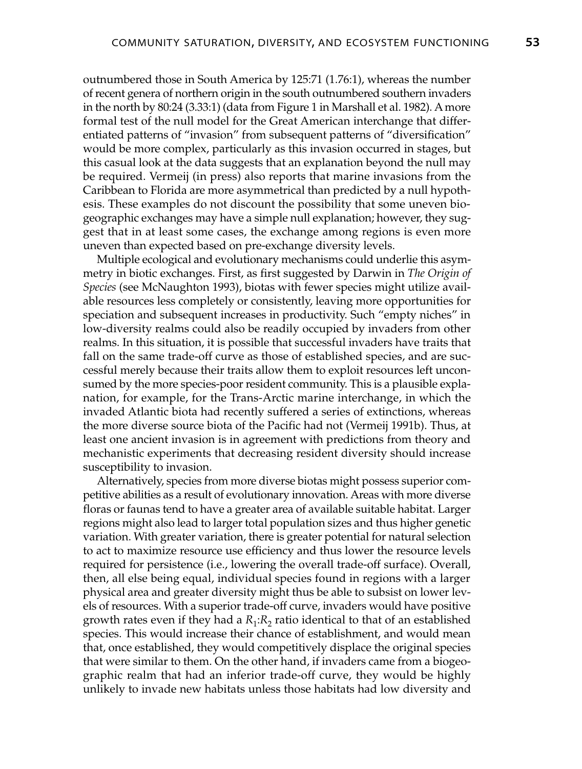outnumbered those in South America by 125:71 (1.76:1), whereas the number of recent genera of northern origin in the south outnumbered southern invaders in the north by 80:24 (3.33:1) (data from Figure 1 in Marshall et al. 1982). A more formal test of the null model for the Great American interchange that differentiated patterns of "invasion" from subsequent patterns of "diversification" would be more complex, particularly as this invasion occurred in stages, but this casual look at the data suggests that an explanation beyond the null may be required. Vermeij (in press) also reports that marine invasions from the Caribbean to Florida are more asymmetrical than predicted by a null hypothesis. These examples do not discount the possibility that some uneven biogeographic exchanges may have a simple null explanation; however, they suggest that in at least some cases, the exchange among regions is even more uneven than expected based on pre-exchange diversity levels.

Multiple ecological and evolutionary mechanisms could underlie this asymmetry in biotic exchanges. First, as first suggested by Darwin in *The Origin of Species* (see McNaughton 1993), biotas with fewer species might utilize available resources less completely or consistently, leaving more opportunities for speciation and subsequent increases in productivity. Such "empty niches" in low-diversity realms could also be readily occupied by invaders from other realms. In this situation, it is possible that successful invaders have traits that fall on the same trade-off curve as those of established species, and are successful merely because their traits allow them to exploit resources left unconsumed by the more species-poor resident community. This is a plausible explanation, for example, for the Trans-Arctic marine interchange, in which the invaded Atlantic biota had recently suffered a series of extinctions, whereas the more diverse source biota of the Pacific had not (Vermeij 1991b). Thus, at least one ancient invasion is in agreement with predictions from theory and mechanistic experiments that decreasing resident diversity should increase susceptibility to invasion.

Alternatively, species from more diverse biotas might possess superior competitive abilities as a result of evolutionary innovation. Areas with more diverse floras or faunas tend to have a greater area of available suitable habitat. Larger regions might also lead to larger total population sizes and thus higher genetic variation. With greater variation, there is greater potential for natural selection to act to maximize resource use efficiency and thus lower the resource levels required for persistence (i.e., lowering the overall trade-off surface). Overall, then, all else being equal, individual species found in regions with a larger physical area and greater diversity might thus be able to subsist on lower levels of resources. With a superior trade-off curve, invaders would have positive growth rates even if they had a $R_1$:$R_2$ ratio identical to that of an established species. This would increase their chance of establishment, and would mean that, once established, they would competitively displace the original species that were similar to them. On the other hand, if invaders came from a biogeographic realm that had an inferior trade-off curve, they would be highly unlikely to invade new habitats unless those habitats had low diversity and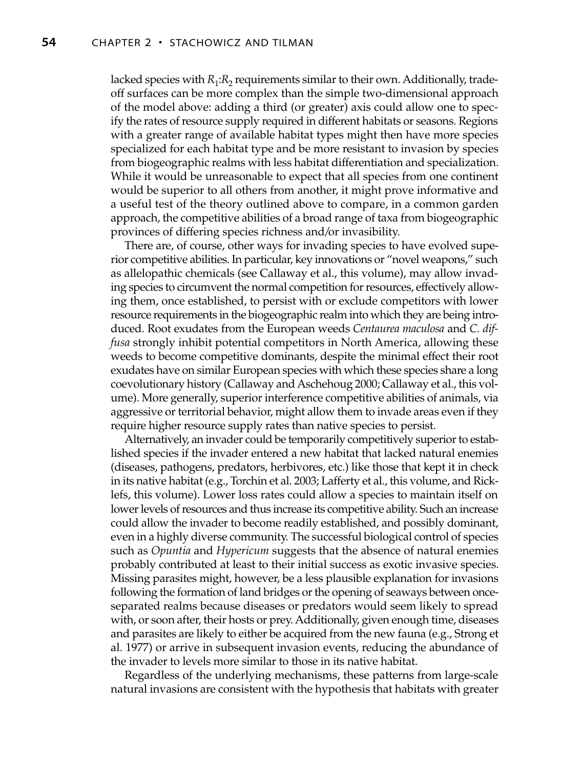lacked species with $R_1$:$R_2$ requirements similar to their own. Additionally, tradeoff surfaces can be more complex than the simple two-dimensional approach of the model above: adding a third (or greater) axis could allow one to specify the rates of resource supply required in different habitats or seasons. Regions with a greater range of available habitat types might then have more species specialized for each habitat type and be more resistant to invasion by species from biogeographic realms with less habitat differentiation and specialization. While it would be unreasonable to expect that all species from one continent would be superior to all others from another, it might prove informative and a useful test of the theory outlined above to compare, in a common garden approach, the competitive abilities of a broad range of taxa from biogeographic provinces of differing species richness and/or invasibility.

There are, of course, other ways for invading species to have evolved superior competitive abilities. In particular, key innovations or "novel weapons," such as allelopathic chemicals (see Callaway et al., this volume), may allow invading species to circumvent the normal competition for resources, effectively allowing them, once established, to persist with or exclude competitors with lower resource requirements in the biogeographic realm into which they are being introduced. Root exudates from the European weeds *Centaurea maculosa* and *C. diffusa* strongly inhibit potential competitors in North America, allowing these weeds to become competitive dominants, despite the minimal effect their root exudates have on similar European species with which these species share a long coevolutionary history (Callaway and Aschehoug 2000; Callaway et al., this volume). More generally, superior interference competitive abilities of animals, via aggressive or territorial behavior, might allow them to invade areas even if they require higher resource supply rates than native species to persist.

Alternatively, an invader could be temporarily competitively superior to established species if the invader entered a new habitat that lacked natural enemies (diseases, pathogens, predators, herbivores, etc.) like those that kept it in check in its native habitat (e.g., Torchin et al. 2003; Lafferty et al., this volume, and Ricklefs, this volume). Lower loss rates could allow a species to maintain itself on lower levels of resources and thus increase its competitive ability. Such an increase could allow the invader to become readily established, and possibly dominant, even in a highly diverse community. The successful biological control of species such as *Opuntia* and *Hypericum* suggests that the absence of natural enemies probably contributed at least to their initial success as exotic invasive species. Missing parasites might, however, be a less plausible explanation for invasions following the formation of land bridges or the opening of seaways between once-separated realms because diseases or predators would seem likely to spread with, or soon after, their hosts or prey. Additionally, given enough time, diseases and parasites are likely to either be acquired from the new fauna (e.g., Strong et al. 1977) or arrive in subsequent invasion events, reducing the abundance of the invader to levels more similar to those in its native habitat.

Regardless of the underlying mechanisms, these patterns from large-scale natural invasions are consistent with the hypothesis that habitats with greater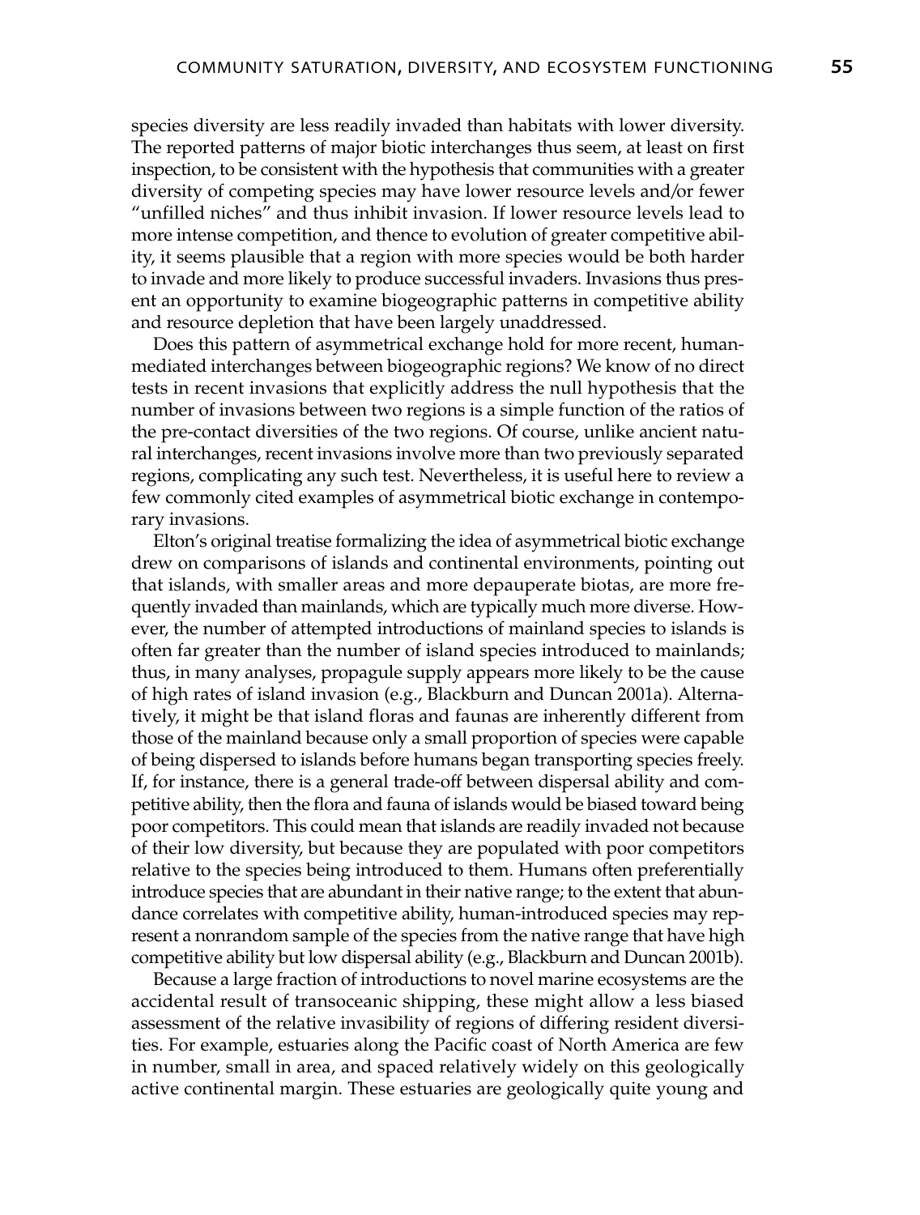species diversity are less readily invaded than habitats with lower diversity. The reported patterns of major biotic interchanges thus seem, at least on first inspection, to be consistent with the hypothesis that communities with a greater diversity of competing species may have lower resource levels and/or fewer "unfilled niches" and thus inhibit invasion. If lower resource levels lead to more intense competition, and thence to evolution of greater competitive ability, it seems plausible that a region with more species would be both harder to invade and more likely to produce successful invaders. Invasions thus present an opportunity to examine biogeographic patterns in competitive ability and resource depletion that have been largely unaddressed.

Does this pattern of asymmetrical exchange hold for more recent, human-mediated interchanges between biogeographic regions? We know of no direct tests in recent invasions that explicitly address the null hypothesis that the number of invasions between two regions is a simple function of the ratios of the pre-contact diversities of the two regions. Of course, unlike ancient natural interchanges, recent invasions involve more than two previously separated regions, complicating any such test. Nevertheless, it is useful here to review a few commonly cited examples of asymmetrical biotic exchange in contemporary invasions.

Elton's original treatise formalizing the idea of asymmetrical biotic exchange drew on comparisons of islands and continental environments, pointing out that islands, with smaller areas and more depauperate biotas, are more frequently invaded than mainlands, which are typically much more diverse. However, the number of attempted introductions of mainland species to islands is often far greater than the number of island species introduced to mainlands; thus, in many analyses, propagule supply appears more likely to be the cause of high rates of island invasion (e.g., Blackburn and Duncan 2001a). Alternatively, it might be that island floras and faunas are inherently different from those of the mainland because only a small proportion of species were capable of being dispersed to islands before humans began transporting species freely. If, for instance, there is a general trade-off between dispersal ability and competitive ability, then the flora and fauna of islands would be biased toward being poor competitors. This could mean that islands are readily invaded not because of their low diversity, but because they are populated with poor competitors relative to the species being introduced to them. Humans often preferentially introduce species that are abundant in their native range; to the extent that abundance correlates with competitive ability, human-introduced species may represent a nonrandom sample of the species from the native range that have high competitive ability but low dispersal ability (e.g., Blackburn and Duncan 2001b).

Because a large fraction of introductions to novel marine ecosystems are the accidental result of transoceanic shipping, these might allow a less biased assessment of the relative invasibility of regions of differing resident diversities. For example, estuaries along the Pacific coast of North America are few in number, small in area, and spaced relatively widely on this geologically active continental margin. These estuaries are geologically quite young and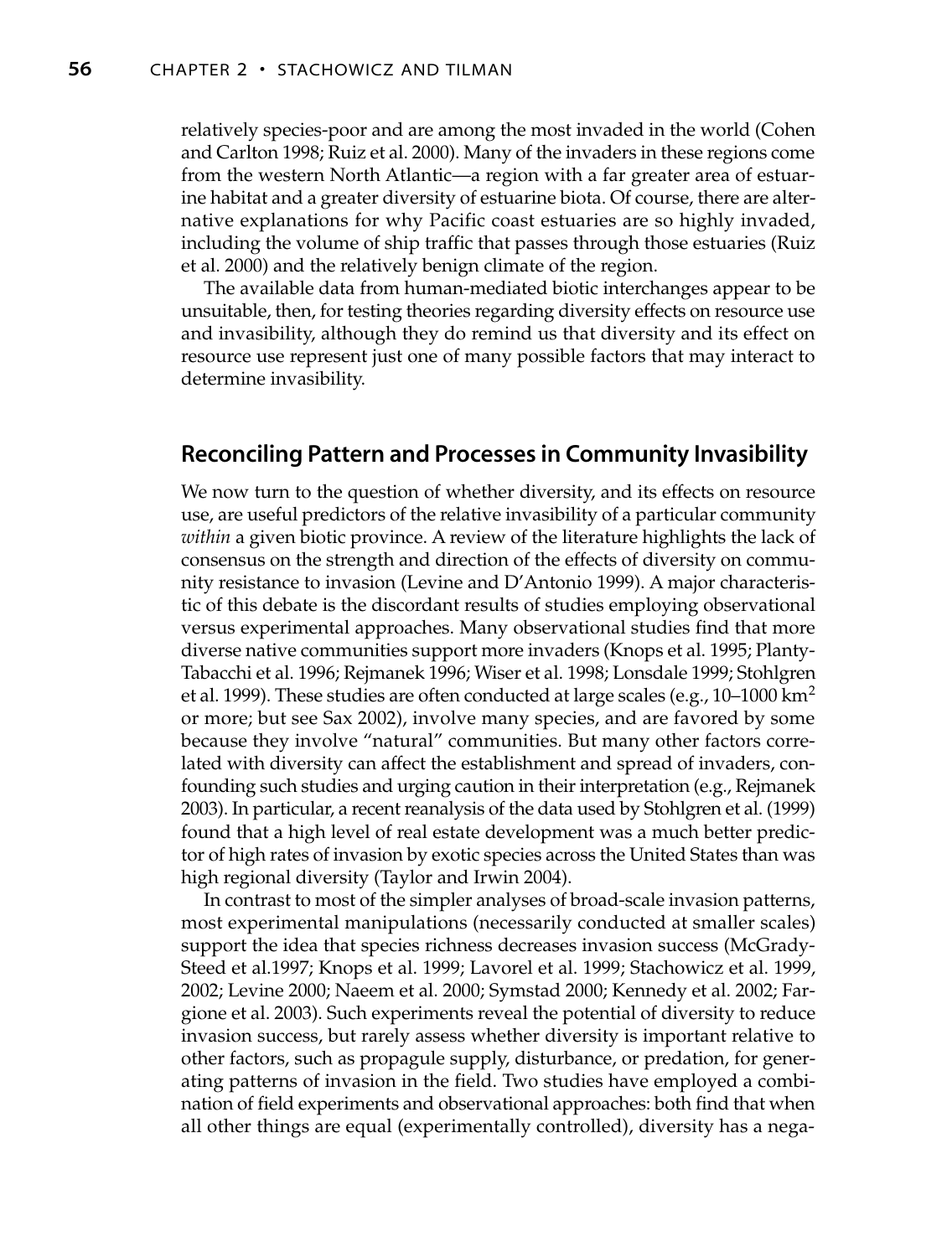relatively species-poor and are among the most invaded in the world (Cohen and Carlton 1998; Ruiz et al. 2000). Many of the invaders in these regions come from the western North Atlantic—a region with a far greater area of estuarine habitat and a greater diversity of estuarine biota. Of course, there are alternative explanations for why Pacific coast estuaries are so highly invaded, including the volume of ship traffic that passes through those estuaries (Ruiz et al. 2000) and the relatively benign climate of the region.

The available data from human-mediated biotic interchanges appear to be unsuitable, then, for testing theories regarding diversity effects on resource use and invasibility, although they do remind us that diversity and its effect on resource use represent just one of many possible factors that may interact to determine invasibility.

## Reconciling Pattern and Processes in Community Invasibility

We now turn to the question of whether diversity, and its effects on resource use, are useful predictors of the relative invasibility of a particular community *within* a given biotic province. A review of the literature highlights the lack of consensus on the strength and direction of the effects of diversity on community resistance to invasion (Levine and D'Antonio 1999). A major characteristic of this debate is the discordant results of studies employing observational versus experimental approaches. Many observational studies find that more diverse native communities support more invaders (Knops et al. 1995; Planty-Tabacchi et al. 1996; Rejmanek 1996; Wiser et al. 1998; Lonsdale 1999; Stohlgren et al. 1999). These studies are often conducted at large scales (e.g., 10–1000 km$^2$ or more; but see Sax 2002), involve many species, and are favored by some because they involve "natural" communities. But many other factors correlated with diversity can affect the establishment and spread of invaders, confounding such studies and urging caution in their interpretation (e.g., Rejmanek 2003). In particular, a recent reanalysis of the data used by Stohlgren et al. (1999) found that a high level of real estate development was a much better predictor of high rates of invasion by exotic species across the United States than was high regional diversity (Taylor and Irwin 2004).

In contrast to most of the simpler analyses of broad-scale invasion patterns, most experimental manipulations (necessarily conducted at smaller scales) support the idea that species richness decreases invasion success (McGrady-Steed et al.1997; Knops et al. 1999; Lavorel et al. 1999; Stachowicz et al. 1999, 2002; Levine 2000; Naeem et al. 2000; Symstad 2000; Kennedy et al. 2002; Fargione et al. 2003). Such experiments reveal the potential of diversity to reduce invasion success, but rarely assess whether diversity is important relative to other factors, such as propagule supply, disturbance, or predation, for generating patterns of invasion in the field. Two studies have employed a combination of field experiments and observational approaches: both find that when all other things are equal (experimentally controlled), diversity has a nega-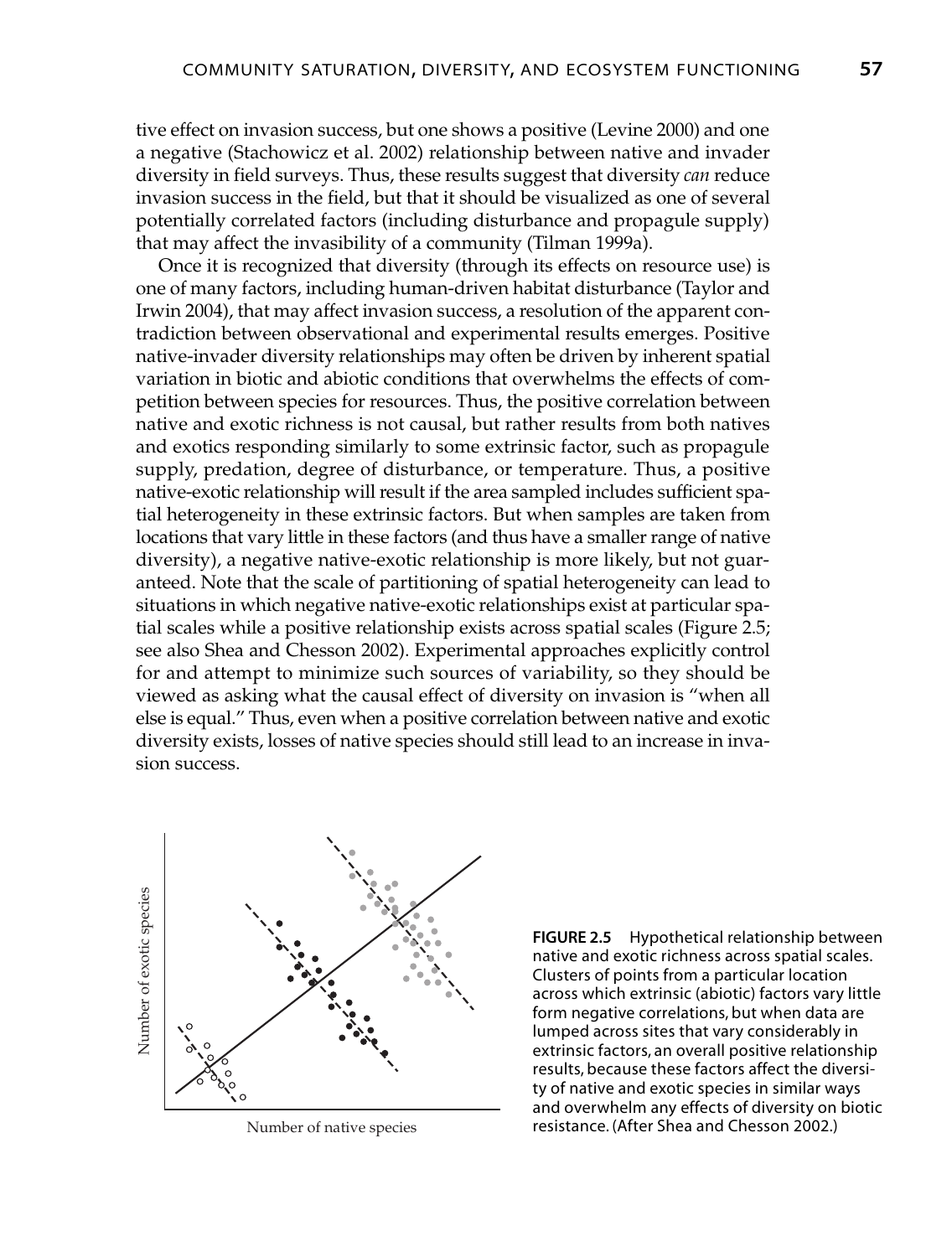tive effect on invasion success, but one shows a positive (Levine 2000) and one a negative (Stachowicz et al. 2002) relationship between native and invader diversity in field surveys. Thus, these results suggest that diversity *can* reduce invasion success in the field, but that it should be visualized as one of several potentially correlated factors (including disturbance and propagule supply) that may affect the invasibility of a community (Tilman 1999a).

Once it is recognized that diversity (through its effects on resource use) is one of many factors, including human-driven habitat disturbance (Taylor and Irwin 2004), that may affect invasion success, a resolution of the apparent contradiction between observational and experimental results emerges. Positive native-invader diversity relationships may often be driven by inherent spatial variation in biotic and abiotic conditions that overwhelms the effects of competition between species for resources. Thus, the positive correlation between native and exotic richness is not causal, but rather results from both natives and exotics responding similarly to some extrinsic factor, such as propagule supply, predation, degree of disturbance, or temperature. Thus, a positive native-exotic relationship will result if the area sampled includes sufficient spatial heterogeneity in these extrinsic factors. But when samples are taken from locations that vary little in these factors (and thus have a smaller range of native diversity), a negative native-exotic relationship is more likely, but not guaranteed. Note that the scale of partitioning of spatial heterogeneity can lead to situations in which negative native-exotic relationships exist at particular spatial scales while a positive relationship exists across spatial scales (Figure 2.5; see also Shea and Chesson 2002). Experimental approaches explicitly control for and attempt to minimize such sources of variability, so they should be viewed as asking what the causal effect of diversity on invasion is "when all else is equal." Thus, even when a positive correlation between native and exotic diversity exists, losses of native species should still lead to an increase in invasion success.

**FIGURE 2.5** Hypothetical relationship between native and exotic richness across spatial scales. Clusters of points from a particular location across which extrinsic (abiotic) factors vary little form negative correlations, but when data are lumped across sites that vary considerably in extrinsic factors, an overall positive relationship results, because these factors affect the diversity of native and exotic species in similar ways and overwhelm any effects of diversity on biotic resistance. (After Shea and Chesson 2002.)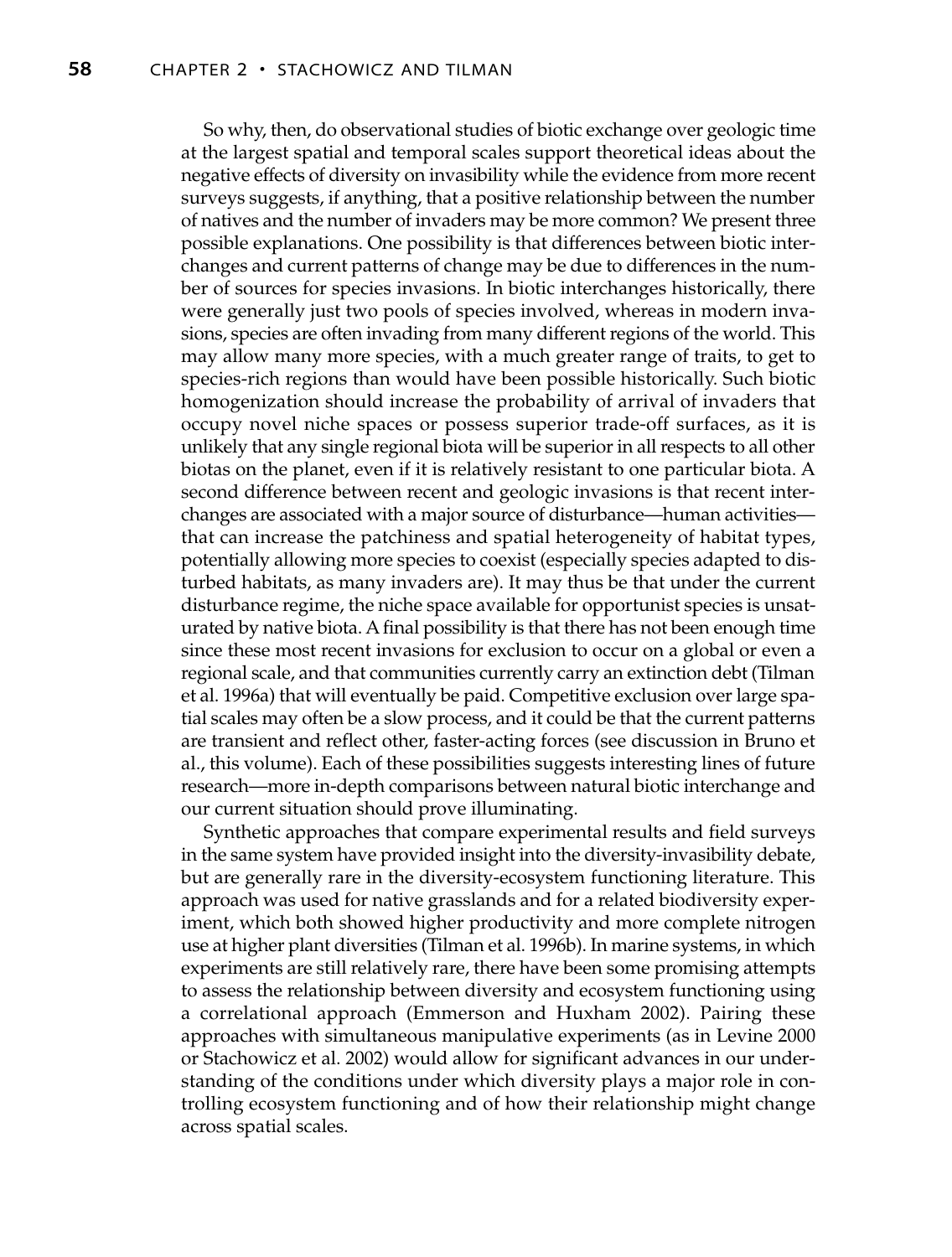So why, then, do observational studies of biotic exchange over geologic time at the largest spatial and temporal scales support theoretical ideas about the negative effects of diversity on invasibility while the evidence from more recent surveys suggests, if anything, that a positive relationship between the number of natives and the number of invaders may be more common? We present three possible explanations. One possibility is that differences between biotic interchanges and current patterns of change may be due to differences in the number of sources for species invasions. In biotic interchanges historically, there were generally just two pools of species involved, whereas in modern invasions, species are often invading from many different regions of the world. This may allow many more species, with a much greater range of traits, to get to species-rich regions than would have been possible historically. Such biotic homogenization should increase the probability of arrival of invaders that occupy novel niche spaces or possess superior trade-off surfaces, as it is unlikely that any single regional biota will be superior in all respects to all other biotas on the planet, even if it is relatively resistant to one particular biota. A second difference between recent and geologic invasions is that recent interchanges are associated with a major source of disturbance—human activities—that can increase the patchiness and spatial heterogeneity of habitat types, potentially allowing more species to coexist (especially species adapted to disturbed habitats, as many invaders are). It may thus be that under the current disturbance regime, the niche space available for opportunist species is unsaturated by native biota. A final possibility is that there has not been enough time since these most recent invasions for exclusion to occur on a global or even a regional scale, and that communities currently carry an extinction debt (Tilman et al. 1996a) that will eventually be paid. Competitive exclusion over large spatial scales may often be a slow process, and it could be that the current patterns are transient and reflect other, faster-acting forces (see discussion in Bruno et al., this volume). Each of these possibilities suggests interesting lines of future research—more in-depth comparisons between natural biotic interchange and our current situation should prove illuminating.

Synthetic approaches that compare experimental results and field surveys in the same system have provided insight into the diversity-invasibility debate, but are generally rare in the diversity-ecosystem functioning literature. This approach was used for native grasslands and for a related biodiversity experiment, which both showed higher productivity and more complete nitrogen use at higher plant diversities (Tilman et al. 1996b). In marine systems, in which experiments are still relatively rare, there have been some promising attempts to assess the relationship between diversity and ecosystem functioning using a correlational approach (Emmerson and Huxham 2002). Pairing these approaches with simultaneous manipulative experiments (as in Levine 2000 or Stachowicz et al. 2002) would allow for significant advances in our understanding of the conditions under which diversity plays a major role in controlling ecosystem functioning and of how their relationship might change across spatial scales.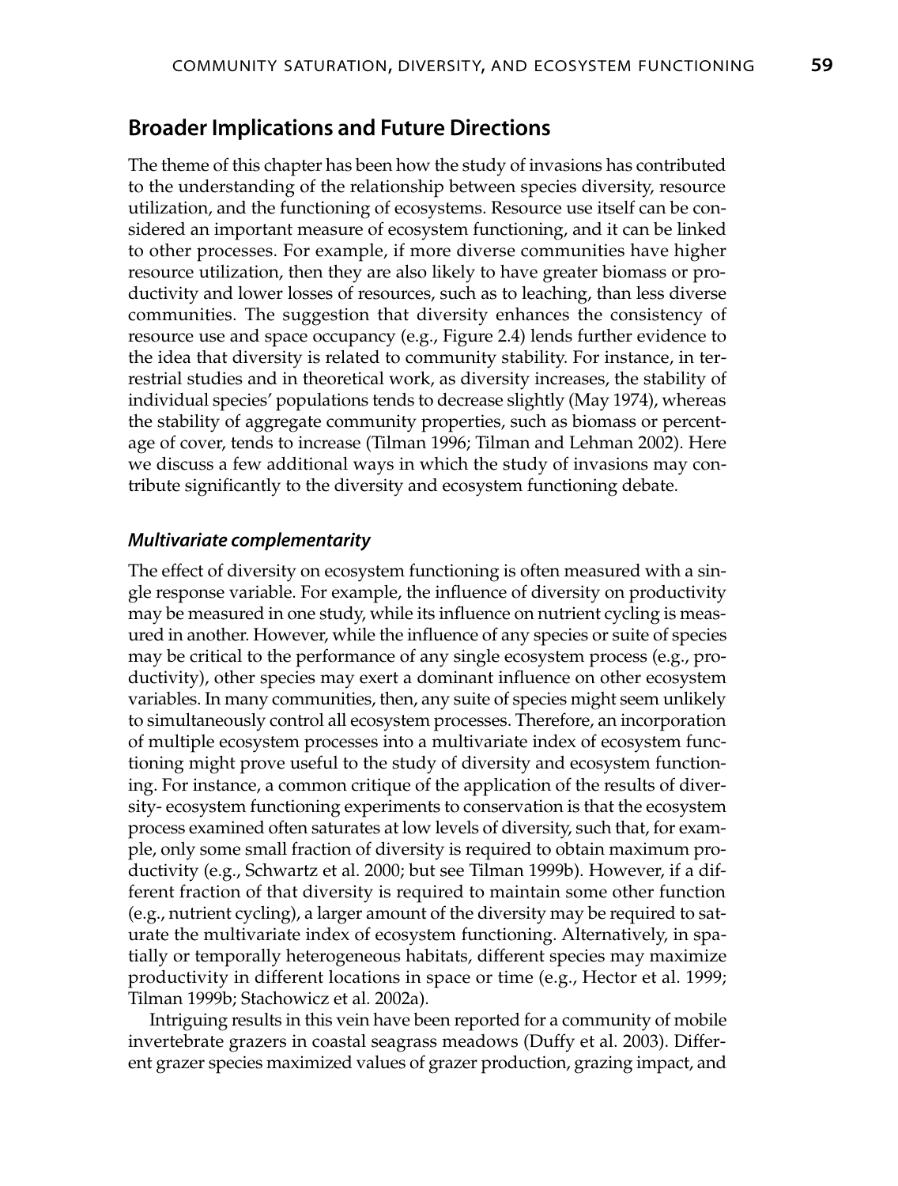## Broader Implications and Future Directions

The theme of this chapter has been how the study of invasions has contributed to the understanding of the relationship between species diversity, resource utilization, and the functioning of ecosystems. Resource use itself can be considered an important measure of ecosystem functioning, and it can be linked to other processes. For example, if more diverse communities have higher resource utilization, then they are also likely to have greater biomass or productivity and lower losses of resources, such as to leaching, than less diverse communities. The suggestion that diversity enhances the consistency of resource use and space occupancy (e.g., Figure 2.4) lends further evidence to the idea that diversity is related to community stability. For instance, in terrestrial studies and in theoretical work, as diversity increases, the stability of individual species' populations tends to decrease slightly (May 1974), whereas the stability of aggregate community properties, such as biomass or percentage of cover, tends to increase (Tilman 1996; Tilman and Lehman 2002). Here we discuss a few additional ways in which the study of invasions may contribute significantly to the diversity and ecosystem functioning debate.

### *Multivariate complementarity*

The effect of diversity on ecosystem functioning is often measured with a single response variable. For example, the influence of diversity on productivity may be measured in one study, while its influence on nutrient cycling is measured in another. However, while the influence of any species or suite of species may be critical to the performance of any single ecosystem process (e.g., productivity), other species may exert a dominant influence on other ecosystem variables. In many communities, then, any suite of species might seem unlikely to simultaneously control all ecosystem processes. Therefore, an incorporation of multiple ecosystem processes into a multivariate index of ecosystem functioning might prove useful to the study of diversity and ecosystem functioning. For instance, a common critique of the application of the results of diversity- ecosystem functioning experiments to conservation is that the ecosystem process examined often saturates at low levels of diversity, such that, for example, only some small fraction of diversity is required to obtain maximum productivity (e.g., Schwartz et al. 2000; but see Tilman 1999b). However, if a different fraction of that diversity is required to maintain some other function (e.g., nutrient cycling), a larger amount of the diversity may be required to saturate the multivariate index of ecosystem functioning. Alternatively, in spatially or temporally heterogeneous habitats, different species may maximize productivity in different locations in space or time (e.g., Hector et al. 1999; Tilman 1999b; Stachowicz et al. 2002a).

Intriguing results in this vein have been reported for a community of mobile invertebrate grazers in coastal seagrass meadows (Duffy et al. 2003). Different grazer species maximized values of grazer production, grazing impact, and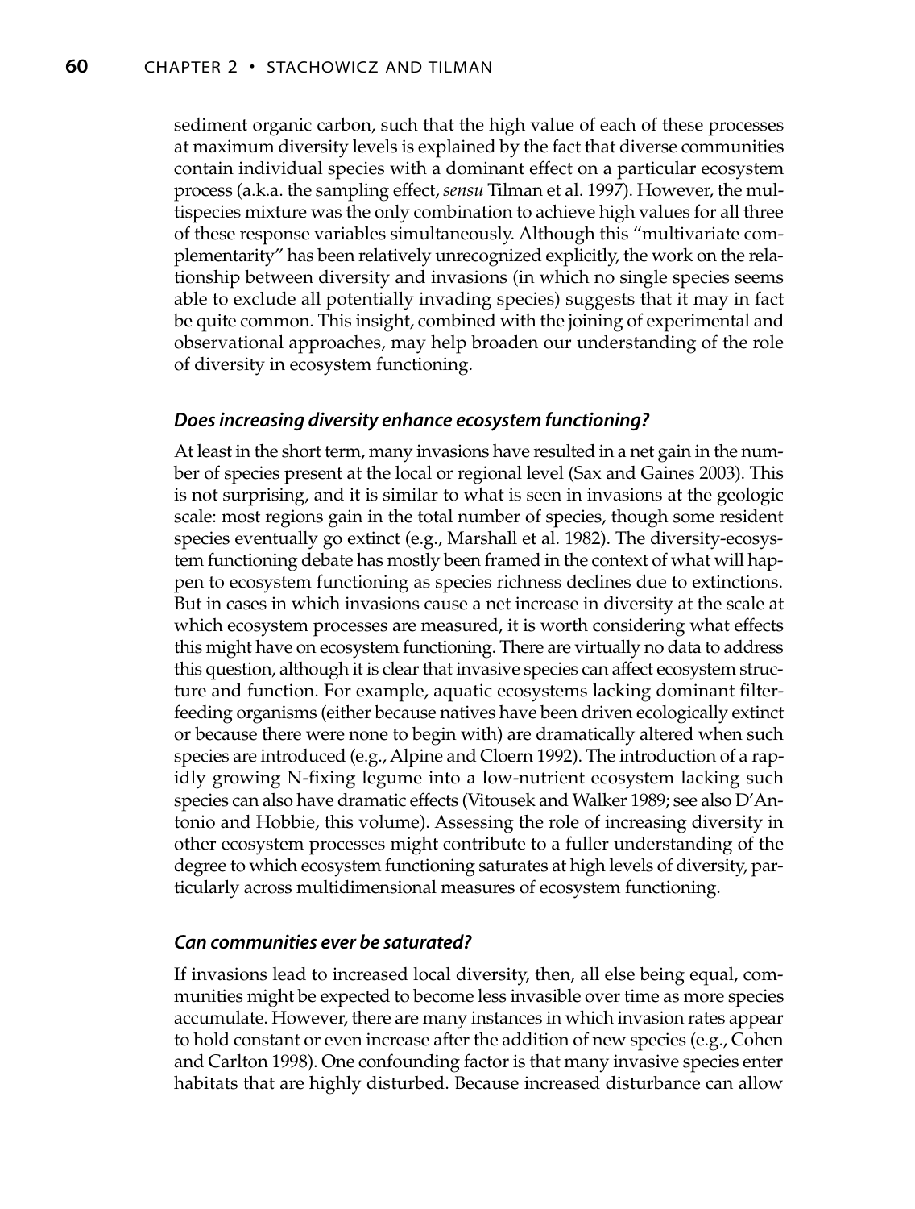sediment organic carbon, such that the high value of each of these processes at maximum diversity levels is explained by the fact that diverse communities contain individual species with a dominant effect on a particular ecosystem process (a.k.a. the sampling effect, *sensu* Tilman et al. 1997). However, the multispecies mixture was the only combination to achieve high values for all three of these response variables simultaneously. Although this "multivariate complementarity" has been relatively unrecognized explicitly, the work on the relationship between diversity and invasions (in which no single species seems able to exclude all potentially invading species) suggests that it may in fact be quite common. This insight, combined with the joining of experimental and observational approaches, may help broaden our understanding of the role of diversity in ecosystem functioning.

### *Does increasing diversity enhance ecosystem functioning?*

At least in the short term, many invasions have resulted in a net gain in the number of species present at the local or regional level (Sax and Gaines 2003). This is not surprising, and it is similar to what is seen in invasions at the geologic scale: most regions gain in the total number of species, though some resident species eventually go extinct (e.g., Marshall et al. 1982). The diversity-ecosystem functioning debate has mostly been framed in the context of what will happen to ecosystem functioning as species richness declines due to extinctions. But in cases in which invasions cause a net increase in diversity at the scale at which ecosystem processes are measured, it is worth considering what effects this might have on ecosystem functioning. There are virtually no data to address this question, although it is clear that invasive species can affect ecosystem structure and function. For example, aquatic ecosystems lacking dominant filter-feeding organisms (either because natives have been driven ecologically extinct or because there were none to begin with) are dramatically altered when such species are introduced (e.g., Alpine and Cloern 1992). The introduction of a rapidly growing N-fixing legume into a low-nutrient ecosystem lacking such species can also have dramatic effects (Vitousek and Walker 1989; see also D'Antonio and Hobbie, this volume). Assessing the role of increasing diversity in other ecosystem processes might contribute to a fuller understanding of the degree to which ecosystem functioning saturates at high levels of diversity, particularly across multidimensional measures of ecosystem functioning.

### *Can communities ever be saturated?*

If invasions lead to increased local diversity, then, all else being equal, communities might be expected to become less invasible over time as more species accumulate. However, there are many instances in which invasion rates appear to hold constant or even increase after the addition of new species (e.g., Cohen and Carlton 1998). One confounding factor is that many invasive species enter habitats that are highly disturbed. Because increased disturbance can allow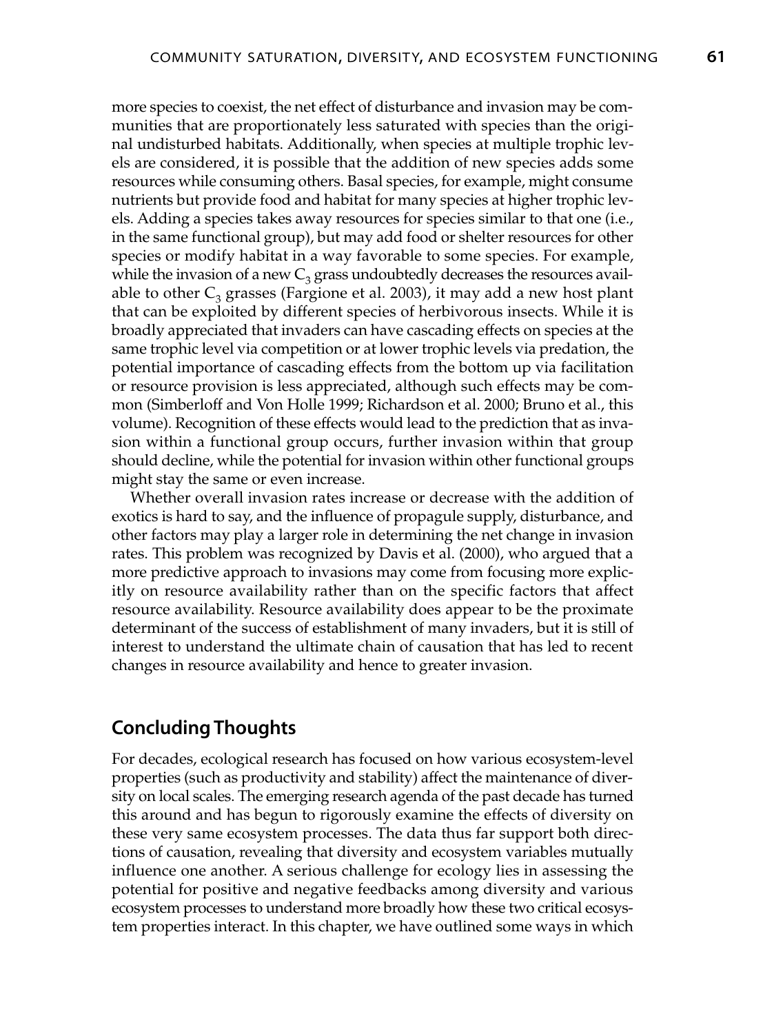more species to coexist, the net effect of disturbance and invasion may be communities that are proportionately less saturated with species than the original undisturbed habitats. Additionally, when species at multiple trophic levels are considered, it is possible that the addition of new species adds some resources while consuming others. Basal species, for example, might consume nutrients but provide food and habitat for many species at higher trophic levels. Adding a species takes away resources for species similar to that one (i.e., in the same functional group), but may add food or shelter resources for other species or modify habitat in a way favorable to some species. For example, while the invasion of a new $C_3$ grass undoubtedly decreases the resources available to other $C_3$ grasses (Fargione et al. 2003), it may add a new host plant that can be exploited by different species of herbivorous insects. While it is broadly appreciated that invaders can have cascading effects on species at the same trophic level via competition or at lower trophic levels via predation, the potential importance of cascading effects from the bottom up via facilitation or resource provision is less appreciated, although such effects may be common (Simberloff and Von Holle 1999; Richardson et al. 2000; Bruno et al., this volume). Recognition of these effects would lead to the prediction that as invasion within a functional group occurs, further invasion within that group should decline, while the potential for invasion within other functional groups might stay the same or even increase.

Whether overall invasion rates increase or decrease with the addition of exotics is hard to say, and the influence of propagule supply, disturbance, and other factors may play a larger role in determining the net change in invasion rates. This problem was recognized by Davis et al. (2000), who argued that a more predictive approach to invasions may come from focusing more explicitly on resource availability rather than on the specific factors that affect resource availability. Resource availability does appear to be the proximate determinant of the success of establishment of many invaders, but it is still of interest to understand the ultimate chain of causation that has led to recent changes in resource availability and hence to greater invasion.

## Concluding Thoughts

For decades, ecological research has focused on how various ecosystem-level properties (such as productivity and stability) affect the maintenance of diversity on local scales. The emerging research agenda of the past decade has turned this around and has begun to rigorously examine the effects of diversity on these very same ecosystem processes. The data thus far support both directions of causation, revealing that diversity and ecosystem variables mutually influence one another. A serious challenge for ecology lies in assessing the potential for positive and negative feedbacks among diversity and various ecosystem processes to understand more broadly how these two critical ecosystem properties interact. In this chapter, we have outlined some ways in which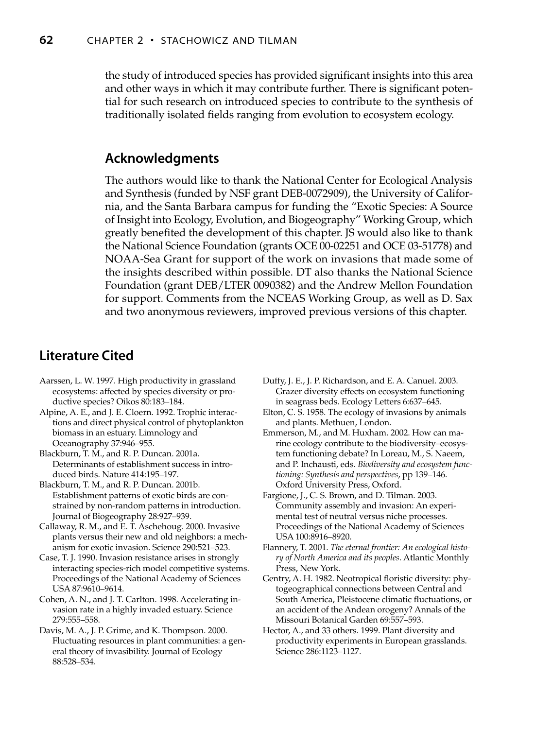the study of introduced species has provided significant insights into this area and other ways in which it may contribute further. There is significant potential for such research on introduced species to contribute to the synthesis of traditionally isolated fields ranging from evolution to ecosystem ecology.

## Acknowledgments

The authors would like to thank the National Center for Ecological Analysis and Synthesis (funded by NSF grant DEB-0072909), the University of California, and the Santa Barbara campus for funding the "Exotic Species: A Source of Insight into Ecology, Evolution, and Biogeography" Working Group, which greatly benefited the development of this chapter. JS would also like to thank the National Science Foundation (grants OCE 00-02251 and OCE 03-51778) and NOAA-Sea Grant for support of the work on invasions that made some of the insights described within possible. DT also thanks the National Science Foundation (grant DEB/LTER 0090382) and the Andrew Mellon Foundation for support. Comments from the NCEAS Working Group, as well as D. Sax and two anonymous reviewers, improved previous versions of this chapter.

## Literature Cited

Aarssen, L. W. 1997. High productivity in grassland ecosystems: affected by species diversity or productive species? Oikos 80:183–184.

Alpine, A. E., and J. E. Cloern. 1992. Trophic interactions and direct physical control of phytoplankton biomass in an estuary. Limnology and Oceanography 37:946–955.

Blackburn, T. M., and R. P. Duncan. 2001a. Determinants of establishment success in introduced birds. Nature 414:195–197.

Blackburn, T. M., and R. P. Duncan. 2001b. Establishment patterns of exotic birds are constrained by non-random patterns in introduction. Journal of Biogeography 28:927–939.

Callaway, R. M., and E. T. Aschehoug. 2000. Invasive plants versus their new and old neighbors: a mechanism for exotic invasion. Science 290:521–523.

Case, T. J. 1990. Invasion resistance arises in strongly interacting species-rich model competitive systems. Proceedings of the National Academy of Sciences USA 87:9610–9614.

Cohen, A. N., and J. T. Carlton. 1998. Accelerating invasion rate in a highly invaded estuary. Science 279:555–558.

Davis, M. A., J. P. Grime, and K. Thompson. 2000. Fluctuating resources in plant communities: a general theory of invasibility. Journal of Ecology 88:528–534.

Duffy, J. E., J. P. Richardson, and E. A. Canuel. 2003. Grazer diversity effects on ecosystem functioning in seagrass beds. Ecology Letters 6:637–645.

Elton, C. S. 1958. The ecology of invasions by animals and plants. Methuen, London.

Emmerson, M., and M. Huxham. 2002. How can marine ecology contribute to the biodiversity–ecosystem functioning debate? In Loreau, M., S. Naeem, and P. Inchausti, eds. *Biodiversity and ecosystem functioning: Synthesis and perspectives*, pp 139–146. Oxford University Press, Oxford.

Fargione, J., C. S. Brown, and D. Tilman. 2003. Community assembly and invasion: An experimental test of neutral versus niche processes. Proceedings of the National Academy of Sciences USA 100:8916–8920.

Flannery, T. 2001. *The eternal frontier: An ecological history of North America and its peoples*. Atlantic Monthly Press, New York.

Gentry, A. H. 1982. Neotropical floristic diversity: phytogeographical connections between Central and South America, Pleistocene climatic fluctuations, or an accident of the Andean orogeny? Annals of the Missouri Botanical Garden 69:557–593.

Hector, A., and 33 others. 1999. Plant diversity and productivity experiments in European grasslands. Science 286:1123–1127.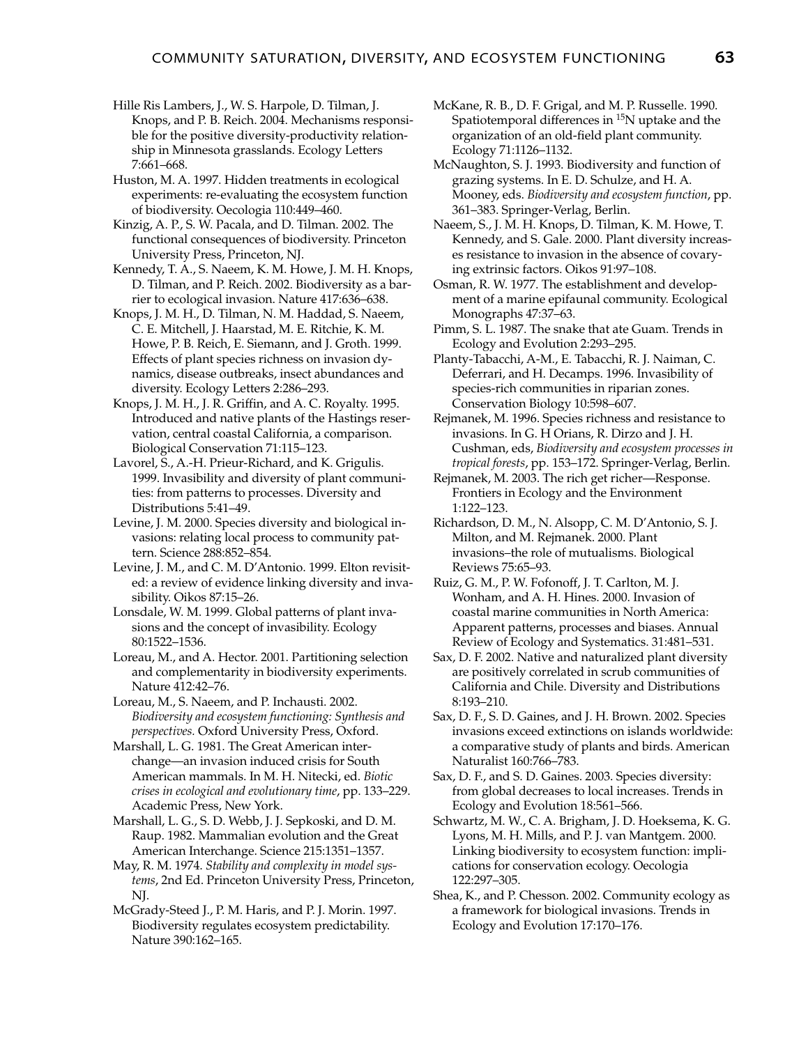Hille Ris Lambers, J., W. S. Harpole, D. Tilman, J. Knops, and P. B. Reich. 2004. Mechanisms responsible for the positive diversity-productivity relationship in Minnesota grasslands. Ecology Letters 7:661–668.

Huston, M. A. 1997. Hidden treatments in ecological experiments: re-evaluating the ecosystem function of biodiversity. Oecologia 110:449–460.

Kinzig, A. P., S. W. Pacala, and D. Tilman. 2002. The functional consequences of biodiversity. Princeton University Press, Princeton, NJ.

Kennedy, T. A., S. Naeem, K. M. Howe, J. M. H. Knops, D. Tilman, and P. Reich. 2002. Biodiversity as a barrier to ecological invasion. Nature 417:636–638.

Knops, J. M. H., D. Tilman, N. M. Haddad, S. Naeem, C. E. Mitchell, J. Haarstad, M. E. Ritchie, K. M. Howe, P. B. Reich, E. Siemann, and J. Groth. 1999. Effects of plant species richness on invasion dynamics, disease outbreaks, insect abundances and diversity. Ecology Letters 2:286–293.

Knops, J. M. H., J. R. Griffin, and A. C. Royalty. 1995. Introduced and native plants of the Hastings reservation, central coastal California, a comparison. Biological Conservation 71:115–123.

Lavorel, S., A.-H. Prieur-Richard, and K. Grigulis. 1999. Invasibility and diversity of plant communities: from patterns to processes. Diversity and Distributions 5:41–49.

Levine, J. M. 2000. Species diversity and biological invasions: relating local process to community pattern. Science 288:852–854.

Levine, J. M., and C. M. D'Antonio. 1999. Elton revisited: a review of evidence linking diversity and invasibility. Oikos 87:15–26.

Lonsdale, W. M. 1999. Global patterns of plant invasions and the concept of invasibility. Ecology 80:1522–1536.

Loreau, M., and A. Hector. 2001. Partitioning selection and complementarity in biodiversity experiments. Nature 412:42–76.

Loreau, M., S. Naeem, and P. Inchausti. 2002. *Biodiversity and ecosystem functioning: Synthesis and perspectives.* Oxford University Press, Oxford.

Marshall, L. G. 1981. The Great American interchange—an invasion induced crisis for South American mammals. In M. H. Nitecki, ed. *Biotic crises in ecological and evolutionary time*, pp. 133–229. Academic Press, New York.

Marshall, L. G., S. D. Webb, J. J. Sepkoski, and D. M. Raup. 1982. Mammalian evolution and the Great American Interchange. Science 215:1351–1357.

May, R. M. 1974. *Stability and complexity in model systems*, 2nd Ed. Princeton University Press, Princeton, NJ.

McGrady-Steed J., P. M. Haris, and P. J. Morin. 1997. Biodiversity regulates ecosystem predictability. Nature 390:162–165.

McKane, R. B., D. F. Grigal, and M. P. Russelle. 1990. Spatiotemporal differences in $^{15}$N uptake and the organization of an old-field plant community. Ecology 71:1126–1132.

McNaughton, S. J. 1993. Biodiversity and function of grazing systems. In E. D. Schulze, and H. A. Mooney, eds. *Biodiversity and ecosystem function*, pp. 361–383. Springer-Verlag, Berlin.

Naeem, S., J. M. H. Knops, D. Tilman, K. M. Howe, T. Kennedy, and S. Gale. 2000. Plant diversity increases resistance to invasion in the absence of covarying extrinsic factors. Oikos 91:97–108.

Osman, R. W. 1977. The establishment and development of a marine epifaunal community. Ecological Monographs 47:37–63.

Pimm, S. L. 1987. The snake that ate Guam. Trends in Ecology and Evolution 2:293–295.

Planty-Tabacchi, A-M., E. Tabacchi, R. J. Naiman, C. Deferrari, and H. Decamps. 1996. Invasibility of species-rich communities in riparian zones. Conservation Biology 10:598–607.

Rejmanek, M. 1996. Species richness and resistance to invasions. In G. H Orians, R. Dirzo and J. H. Cushman, eds, *Biodiversity and ecosystem processes in tropical forests*, pp. 153–172. Springer-Verlag, Berlin.

Rejmanek, M. 2003. The rich get richer—Response. Frontiers in Ecology and the Environment 1:122–123.

Richardson, D. M., N. Alsopp, C. M. D'Antonio, S. J. Milton, and M. Rejmanek. 2000. Plant invasions–the role of mutualisms. Biological Reviews 75:65–93.

Ruiz, G. M., P. W. Fofonoff, J. T. Carlton, M. J. Wonham, and A. H. Hines. 2000. Invasion of coastal marine communities in North America: Apparent patterns, processes and biases. Annual Review of Ecology and Systematics. 31:481–531.

Sax, D. F. 2002. Native and naturalized plant diversity are positively correlated in scrub communities of California and Chile. Diversity and Distributions 8:193–210.

Sax, D. F., S. D. Gaines, and J. H. Brown. 2002. Species invasions exceed extinctions on islands worldwide: a comparative study of plants and birds. American Naturalist 160:766–783.

Sax, D. F., and S. D. Gaines. 2003. Species diversity: from global decreases to local increases. Trends in Ecology and Evolution 18:561–566.

Schwartz, M. W., C. A. Brigham, J. D. Hoeksema, K. G. Lyons, M. H. Mills, and P. J. van Mantgem. 2000. Linking biodiversity to ecosystem function: implications for conservation ecology. Oecologia 122:297–305.

Shea, K., and P. Chesson. 2002. Community ecology as a framework for biological invasions. Trends in Ecology and Evolution 17:170–176.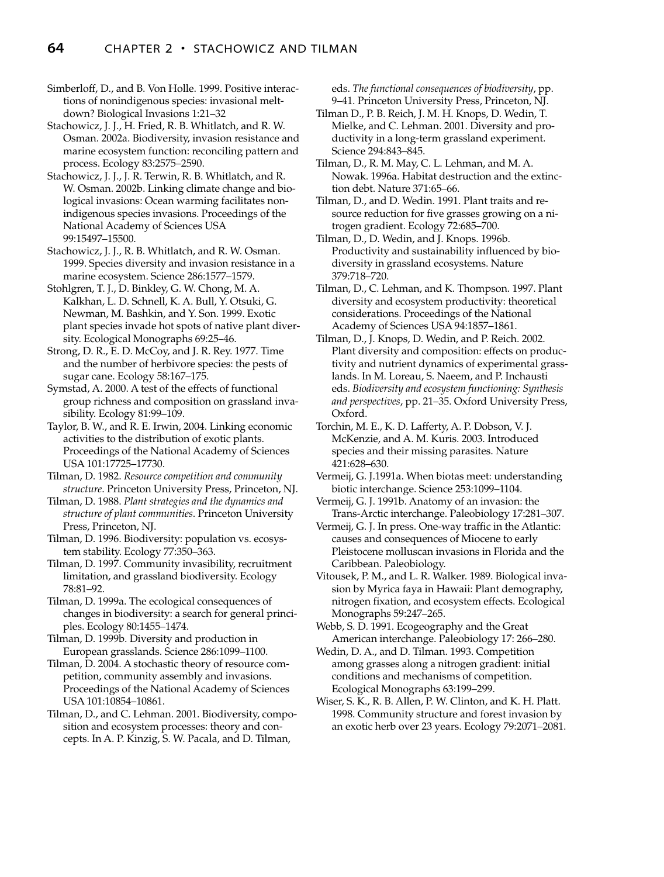Simberloff, D., and B. Von Holle. 1999. Positive interactions of nonindigenous species: invasional meltdown? Biological Invasions 1:21–32

Stachowicz, J. J., H. Fried, R. B. Whitlatch, and R. W. Osman. 2002a. Biodiversity, invasion resistance and marine ecosystem function: reconciling pattern and process. Ecology 83:2575–2590.

Stachowicz, J. J., J. R. Terwin, R. B. Whitlatch, and R. W. Osman. 2002b. Linking climate change and biological invasions: Ocean warming facilitates nonindigenous species invasions. Proceedings of the National Academy of Sciences USA 99:15497–15500.

Stachowicz, J. J., R. B. Whitlatch, and R. W. Osman. 1999. Species diversity and invasion resistance in a marine ecosystem. Science 286:1577–1579.

Stohlgren, T. J., D. Binkley, G. W. Chong, M. A. Kalkhan, L. D. Schnell, K. A. Bull, Y. Otsuki, G. Newman, M. Bashkin, and Y. Son. 1999. Exotic plant species invade hot spots of native plant diversity. Ecological Monographs 69:25–46.

Strong, D. R., E. D. McCoy, and J. R. Rey. 1977. Time and the number of herbivore species: the pests of sugar cane. Ecology 58:167–175.

Symstad, A. 2000. A test of the effects of functional group richness and composition on grassland invasibility. Ecology 81:99–109.

Taylor, B. W., and R. E. Irwin, 2004. Linking economic activities to the distribution of exotic plants. Proceedings of the National Academy of Sciences USA 101:17725–17730.

Tilman, D. 1982. *Resource competition and community structure*. Princeton University Press, Princeton, NJ.

Tilman, D. 1988. *Plant strategies and the dynamics and structure of plant communities*. Princeton University Press, Princeton, NJ.

Tilman, D. 1996. Biodiversity: population vs. ecosystem stability. Ecology 77:350–363.

Tilman, D. 1997. Community invasibility, recruitment limitation, and grassland biodiversity. Ecology 78:81–92.

Tilman, D. 1999a. The ecological consequences of changes in biodiversity: a search for general principles. Ecology 80:1455–1474.

Tilman, D. 1999b. Diversity and production in European grasslands. Science 286:1099–1100.

Tilman, D. 2004. A stochastic theory of resource competition, community assembly and invasions. Proceedings of the National Academy of Sciences USA 101:10854–10861.

Tilman, D., and C. Lehman. 2001. Biodiversity, composition and ecosystem processes: theory and concepts. In A. P. Kinzig, S. W. Pacala, and D. Tilman, eds. *The functional consequences of biodiversity*, pp. 9–41. Princeton University Press, Princeton, NJ.

Tilman D., P. B. Reich, J. M. H. Knops, D. Wedin, T. Mielke, and C. Lehman. 2001. Diversity and productivity in a long-term grassland experiment. Science 294:843–845.

Tilman, D., R. M. May, C. L. Lehman, and M. A. Nowak. 1996a. Habitat destruction and the extinction debt. Nature 371:65–66.

Tilman, D., and D. Wedin. 1991. Plant traits and resource reduction for five grasses growing on a nitrogen gradient. Ecology 72:685–700.

Tilman, D., D. Wedin, and J. Knops. 1996b. Productivity and sustainability influenced by biodiversity in grassland ecosystems. Nature 379:718–720.

Tilman, D., C. Lehman, and K. Thompson. 1997. Plant diversity and ecosystem productivity: theoretical considerations. Proceedings of the National Academy of Sciences USA 94:1857–1861.

Tilman, D., J. Knops, D. Wedin, and P. Reich. 2002. Plant diversity and composition: effects on productivity and nutrient dynamics of experimental grasslands. In M. Loreau, S. Naeem, and P. Inchausti eds. *Biodiversity and ecosystem functioning: Synthesis and perspectives*, pp. 21–35. Oxford University Press, Oxford.

Torchin, M. E., K. D. Lafferty, A. P. Dobson, V. J. McKenzie, and A. M. Kuris. 2003. Introduced species and their missing parasites. Nature 421:628–630.

Vermeij, G. J.1991a. When biotas meet: understanding biotic interchange. Science 253:1099–1104.

Vermeij, G. J. 1991b. Anatomy of an invasion: the Trans-Arctic interchange. Paleobiology 17:281–307.

Vermeij, G. J. In press. One-way traffic in the Atlantic: causes and consequences of Miocene to early Pleistocene molluscan invasions in Florida and the Caribbean. Paleobiology.

Vitousek, P. M., and L. R. Walker. 1989. Biological invasion by Myrica faya in Hawaii: Plant demography, nitrogen fixation, and ecosystem effects. Ecological Monographs 59:247–265.

Webb, S. D. 1991. Ecogeography and the Great American interchange. Paleobiology 17: 266–280.

Wedin, D. A., and D. Tilman. 1993. Competition among grasses along a nitrogen gradient: initial conditions and mechanisms of competition. Ecological Monographs 63:199–299.

Wiser, S. K., R. B. Allen, P. W. Clinton, and K. H. Platt. 1998. Community structure and forest invasion by an exotic herb over 23 years. Ecology 79:2071–2081.